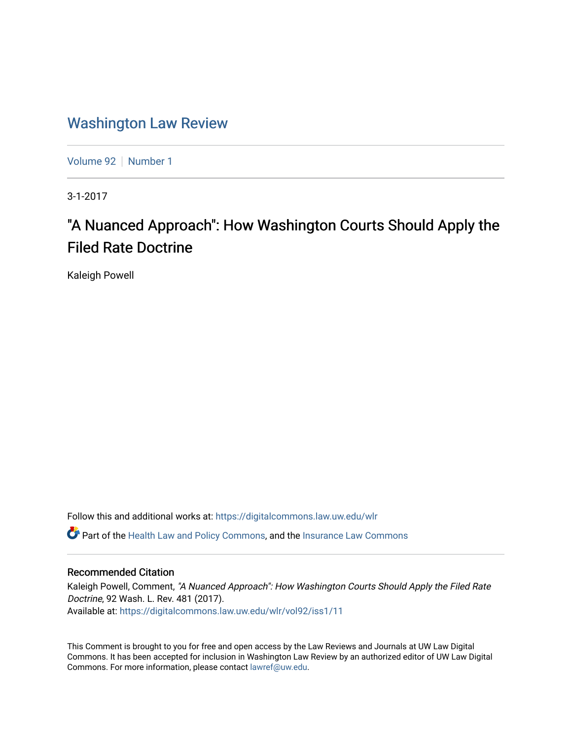# Washington Law Review

Volume 92 | Number 1

3-1-2017

## "A Nuanced Approach": How Washington Courts Should Apply the Filed Rate Doctrine

Kaleigh Powell

Follow this and additional works at: https://digitalcommons.law.uw.edu/wlr

Part of the Health Law and Policy Commons, and the Insurance Law Commons

### Recommended Citation

Kaleigh Powell, Comment, *"A Nuanced Approach": How Washington Courts Should Apply the Filed Rate Doctrine*, 92 Wash. L. Rev. 481 (2017).
Available at: https://digitalcommons.law.uw.edu/wlr/vol92/iss1/11

This Comment is brought to you for free and open access by the Law Reviews and Journals at UW Law Digital Commons. It has been accepted for inclusion in Washington Law Review by an authorized editor of UW Law Digital Commons. For more information, please contact lawref@uw.edu.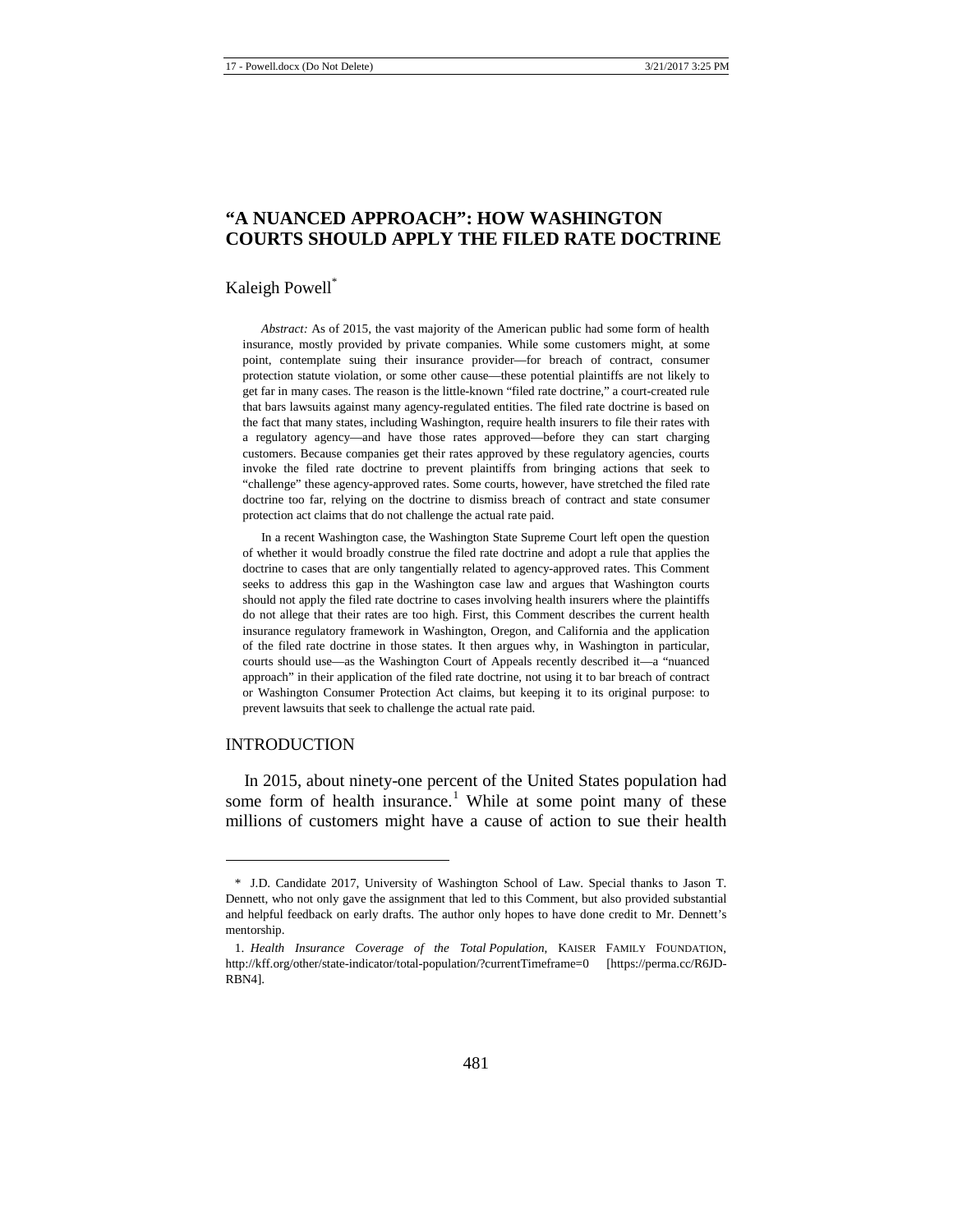# "A NUANCED APPROACH": HOW WASHINGTON COURTS SHOULD APPLY THE FILED RATE DOCTRINE

Kaleigh Powell[*]

*Abstract:* As of 2015, the vast majority of the American public had some form of health insurance, mostly provided by private companies. While some customers might, at some point, contemplate suing their insurance provider—for breach of contract, consumer protection statute violation, or some other cause—these potential plaintiffs are not likely to get far in many cases. The reason is the little-known "filed rate doctrine," a court-created rule that bars lawsuits against many agency-regulated entities. The filed rate doctrine is based on the fact that many states, including Washington, require health insurers to file their rates with a regulatory agency—and have those rates approved—before they can start charging customers. Because companies get their rates approved by these regulatory agencies, courts invoke the filed rate doctrine to prevent plaintiffs from bringing actions that seek to "challenge" these agency-approved rates. Some courts, however, have stretched the filed rate doctrine too far, relying on the doctrine to dismiss breach of contract and state consumer protection act claims that do not challenge the actual rate paid.

In a recent Washington case, the Washington State Supreme Court left open the question of whether it would broadly construe the filed rate doctrine and adopt a rule that applies the doctrine to cases that are only tangentially related to agency-approved rates. This Comment seeks to address this gap in the Washington case law and argues that Washington courts should not apply the filed rate doctrine to cases involving health insurers where the plaintiffs do not allege that their rates are too high. First, this Comment describes the current health insurance regulatory framework in Washington, Oregon, and California and the application of the filed rate doctrine in those states. It then argues why, in Washington in particular, courts should use—as the Washington Court of Appeals recently described it—a "nuanced approach" in their application of the filed rate doctrine, not using it to bar breach of contract or Washington Consumer Protection Act claims, but keeping it to its original purpose: to prevent lawsuits that seek to challenge the actual rate paid.

## INTRODUCTION

In 2015, about ninety-one percent of the United States population had some form of health insurance.[1] While at some point many of these millions of customers might have a cause of action to sue their health

---

[*] J.D. Candidate 2017, University of Washington School of Law. Special thanks to Jason T. Dennett, who not only gave the assignment that led to this Comment, but also provided substantial and helpful feedback on early drafts. The author only hopes to have done credit to Mr. Dennett's mentorship.

[1] *Health Insurance Coverage of the Total Population*, KAISER FAMILY FOUNDATION, http://kff.org/other/state-indicator/total-population/?currentTimeframe=0 [https://perma.cc/R6JD-RBN4].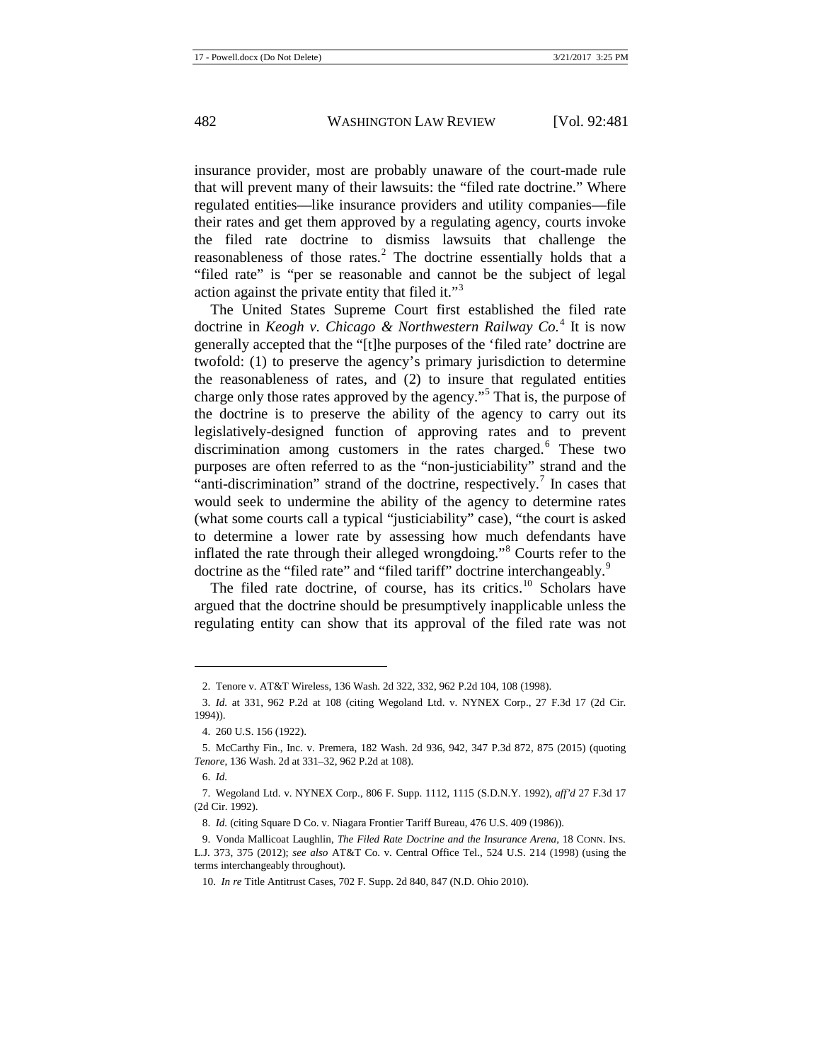insurance provider, most are probably unaware of the court-made rule that will prevent many of their lawsuits: the "filed rate doctrine." Where regulated entities—like insurance providers and utility companies—file their rates and get them approved by a regulating agency, courts invoke the filed rate doctrine to dismiss lawsuits that challenge the reasonableness of those rates.[2] The doctrine essentially holds that a "filed rate" is "per se reasonable and cannot be the subject of legal action against the private entity that filed it."[3]

The United States Supreme Court first established the filed rate doctrine in *Keogh v. Chicago & Northwestern Railway Co.*[4] It is now generally accepted that the "[t]he purposes of the 'filed rate' doctrine are twofold: (1) to preserve the agency's primary jurisdiction to determine the reasonableness of rates, and (2) to insure that regulated entities charge only those rates approved by the agency."[5] That is, the purpose of the doctrine is to preserve the ability of the agency to carry out its legislatively-designed function of approving rates and to prevent discrimination among customers in the rates charged.[6] These two purposes are often referred to as the "non-justiciability" strand and the "anti-discrimination" strand of the doctrine, respectively.[7] In cases that would seek to undermine the ability of the agency to determine rates (what some courts call a typical "justiciability" case), "the court is asked to determine a lower rate by assessing how much defendants have inflated the rate through their alleged wrongdoing."[8] Courts refer to the doctrine as the "filed rate" and "filed tariff" doctrine interchangeably.[9]

The filed rate doctrine, of course, has its critics.[10] Scholars have argued that the doctrine should be presumptively inapplicable unless the regulating entity can show that its approval of the filed rate was not

---

2. Tenore v. AT&T Wireless, 136 Wash. 2d 322, 332, 962 P.2d 104, 108 (1998).

3. *Id.* at 331, 962 P.2d at 108 (citing Wegoland Ltd. v. NYNEX Corp., 27 F.3d 17 (2d Cir. 1994)).

4. 260 U.S. 156 (1922).

5. McCarthy Fin., Inc. v. Premera, 182 Wash. 2d 936, 942, 347 P.3d 872, 875 (2015) (quoting *Tenore*, 136 Wash. 2d at 331–32, 962 P.2d at 108).

6. *Id.*

7. Wegoland Ltd. v. NYNEX Corp., 806 F. Supp. 1112, 1115 (S.D.N.Y. 1992), *aff'd* 27 F.3d 17 (2d Cir. 1992).

8. *Id.* (citing Square D Co. v. Niagara Frontier Tariff Bureau, 476 U.S. 409 (1986)).

9. Vonda Mallicoat Laughlin, *The Filed Rate Doctrine and the Insurance Arena*, 18 CONN. INS. L.J. 373, 375 (2012); *see also* AT&T Co. v. Central Office Tel., 524 U.S. 214 (1998) (using the terms interchangeably throughout).

10. *In re* Title Antitrust Cases, 702 F. Supp. 2d 840, 847 (N.D. Ohio 2010).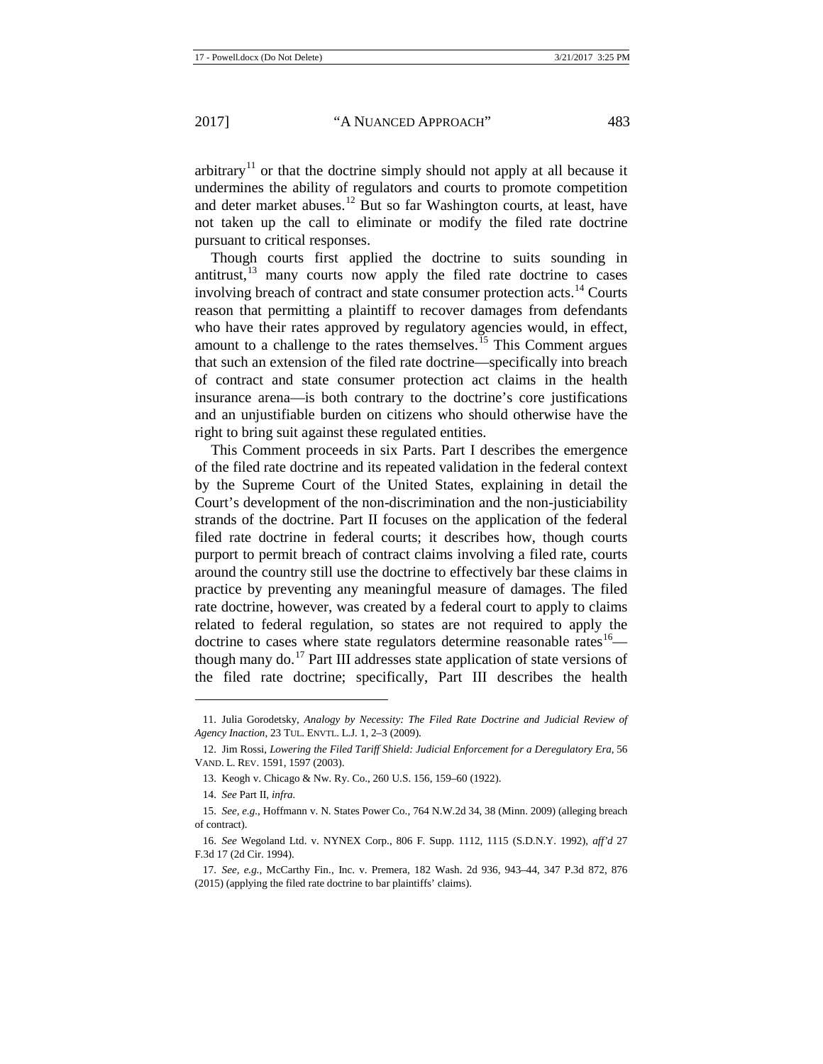arbitrary[11] or that the doctrine simply should not apply at all because it undermines the ability of regulators and courts to promote competition and deter market abuses.[12] But so far Washington courts, at least, have not taken up the call to eliminate or modify the filed rate doctrine pursuant to critical responses.

Though courts first applied the doctrine to suits sounding in antitrust,[13] many courts now apply the filed rate doctrine to cases involving breach of contract and state consumer protection acts.[14] Courts reason that permitting a plaintiff to recover damages from defendants who have their rates approved by regulatory agencies would, in effect, amount to a challenge to the rates themselves.[15] This Comment argues that such an extension of the filed rate doctrine—specifically into breach of contract and state consumer protection act claims in the health insurance arena—is both contrary to the doctrine's core justifications and an unjustifiable burden on citizens who should otherwise have the right to bring suit against these regulated entities.

This Comment proceeds in six Parts. Part I describes the emergence of the filed rate doctrine and its repeated validation in the federal context by the Supreme Court of the United States, explaining in detail the Court's development of the non-discrimination and the non-justiciability strands of the doctrine. Part II focuses on the application of the federal filed rate doctrine in federal courts; it describes how, though courts purport to permit breach of contract claims involving a filed rate, courts around the country still use the doctrine to effectively bar these claims in practice by preventing any meaningful measure of damages. The filed rate doctrine, however, was created by a federal court to apply to claims related to federal regulation, so states are not required to apply the doctrine to cases where state regulators determine reasonable rates[16]—though many do.[17] Part III addresses state application of state versions of the filed rate doctrine; specifically, Part III describes the health

---

11. Julia Gorodetsky, *Analogy by Necessity: The Filed Rate Doctrine and Judicial Review of Agency Inaction*, 23 TUL. ENVTL. L.J. 1, 2–3 (2009).

12. Jim Rossi, *Lowering the Filed Tariff Shield: Judicial Enforcement for a Deregulatory Era*, 56 VAND. L. REV. 1591, 1597 (2003).

13. Keogh v. Chicago & Nw. Ry. Co., 260 U.S. 156, 159–60 (1922).

14. *See* Part II, *infra*.

15. *See, e.g.*, Hoffmann v. N. States Power Co., 764 N.W.2d 34, 38 (Minn. 2009) (alleging breach of contract).

16. *See* Wegoland Ltd. v. NYNEX Corp., 806 F. Supp. 1112, 1115 (S.D.N.Y. 1992), *aff'd* 27 F.3d 17 (2d Cir. 1994).

17. *See, e.g.*, McCarthy Fin., Inc. v. Premera, 182 Wash. 2d 936, 943–44, 347 P.3d 872, 876 (2015) (applying the filed rate doctrine to bar plaintiffs' claims).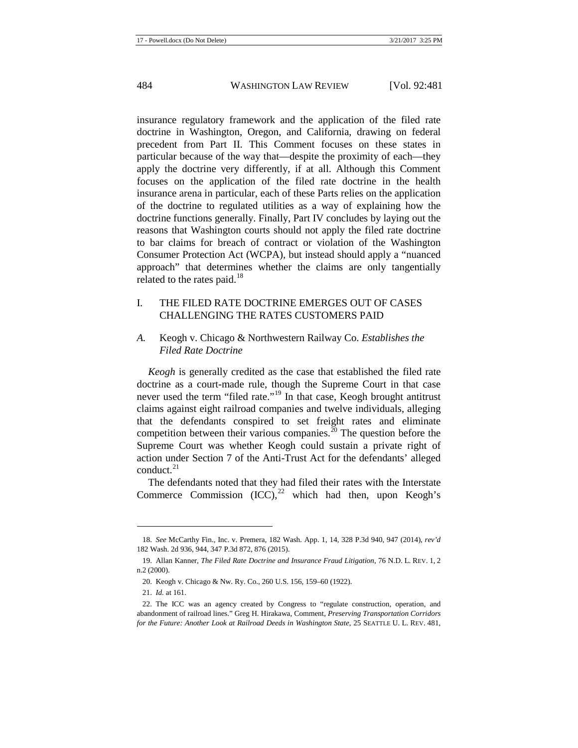insurance regulatory framework and the application of the filed rate doctrine in Washington, Oregon, and California, drawing on federal precedent from Part II. This Comment focuses on these states in particular because of the way that—despite the proximity of each—they apply the doctrine very differently, if at all. Although this Comment focuses on the application of the filed rate doctrine in the health insurance arena in particular, each of these Parts relies on the application of the doctrine to regulated utilities as a way of explaining how the doctrine functions generally. Finally, Part IV concludes by laying out the reasons that Washington courts should not apply the filed rate doctrine to bar claims for breach of contract or violation of the Washington Consumer Protection Act (WCPA), but instead should apply a "nuanced approach" that determines whether the claims are only tangentially related to the rates paid.[18]

## I. THE FILED RATE DOCTRINE EMERGES OUT OF CASES CHALLENGING THE RATES CUSTOMERS PAID

### *A.* Keogh v. Chicago & Northwestern Railway Co. *Establishes the Filed Rate Doctrine*

*Keogh* is generally credited as the case that established the filed rate doctrine as a court-made rule, though the Supreme Court in that case never used the term "filed rate."[19] In that case, Keogh brought antitrust claims against eight railroad companies and twelve individuals, alleging that the defendants conspired to set freight rates and eliminate competition between their various companies.[20] The question before the Supreme Court was whether Keogh could sustain a private right of action under Section 7 of the Anti-Trust Act for the defendants' alleged conduct.[21]

The defendants noted that they had filed their rates with the Interstate Commerce Commission (ICC),[22] which had then, upon Keogh's

---

18. *See* McCarthy Fin., Inc. v. Premera, 182 Wash. App. 1, 14, 328 P.3d 940, 947 (2014), *rev'd* 182 Wash. 2d 936, 944, 347 P.3d 872, 876 (2015).

19. Allan Kanner, *The Filed Rate Doctrine and Insurance Fraud Litigation*, 76 N.D. L. REV. 1, 2 n.2 (2000).

20. Keogh v. Chicago & Nw. Ry. Co., 260 U.S. 156, 159–60 (1922).

21. *Id.* at 161.

22. The ICC was an agency created by Congress to "regulate construction, operation, and abandonment of railroad lines." Greg H. Hirakawa, Comment, *Preserving Transportation Corridors for the Future: Another Look at Railroad Deeds in Washington State*, 25 SEATTLE U. L. REV. 481,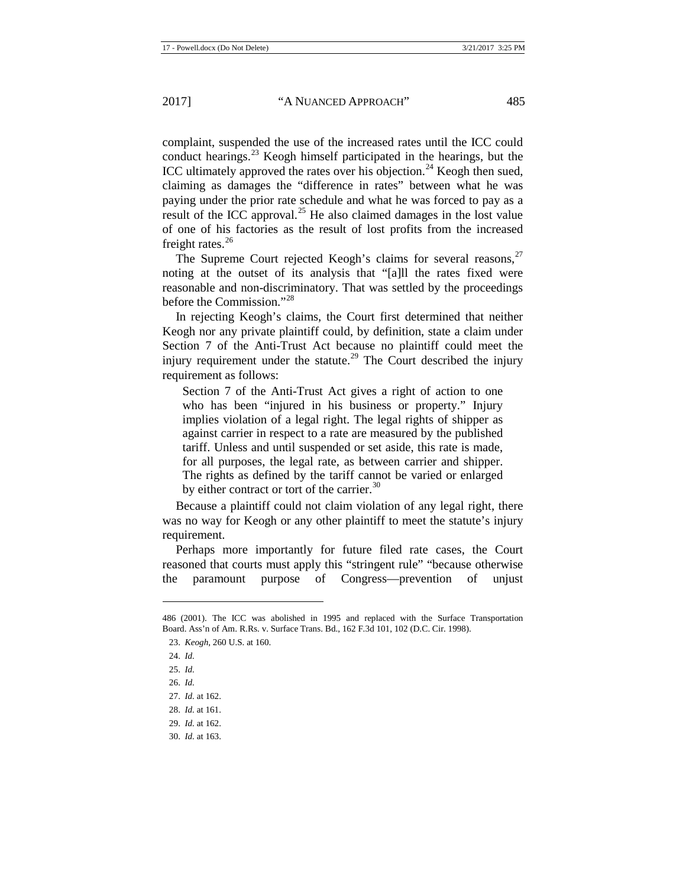complaint, suspended the use of the increased rates until the ICC could conduct hearings.[23] Keogh himself participated in the hearings, but the ICC ultimately approved the rates over his objection.[24] Keogh then sued, claiming as damages the "difference in rates" between what he was paying under the prior rate schedule and what he was forced to pay as a result of the ICC approval.[25] He also claimed damages in the lost value of one of his factories as the result of lost profits from the increased freight rates.[26]

The Supreme Court rejected Keogh's claims for several reasons,[27] noting at the outset of its analysis that "[a]ll the rates fixed were reasonable and non-discriminatory. That was settled by the proceedings before the Commission."[28]

In rejecting Keogh's claims, the Court first determined that neither Keogh nor any private plaintiff could, by definition, state a claim under Section 7 of the Anti-Trust Act because no plaintiff could meet the injury requirement under the statute.[29] The Court described the injury requirement as follows:

> Section 7 of the Anti-Trust Act gives a right of action to one who has been "injured in his business or property." Injury implies violation of a legal right. The legal rights of shipper as against carrier in respect to a rate are measured by the published tariff. Unless and until suspended or set aside, this rate is made, for all purposes, the legal rate, as between carrier and shipper. The rights as defined by the tariff cannot be varied or enlarged by either contract or tort of the carrier.[30]

Because a plaintiff could not claim violation of any legal right, there was no way for Keogh or any other plaintiff to meet the statute's injury requirement.

Perhaps more importantly for future filed rate cases, the Court reasoned that courts must apply this "stringent rule" "because otherwise the paramount purpose of Congress—prevention of unjust

---

486 (2001). The ICC was abolished in 1995 and replaced with the Surface Transportation Board. Ass'n of Am. R.Rs. v. Surface Trans. Bd., 162 F.3d 101, 102 (D.C. Cir. 1998).

23. *Keogh*, 260 U.S. at 160.

24. *Id.*

25. *Id.*

26. *Id.*

27. *Id.* at 162.

28. *Id.* at 161.

29. *Id.* at 162.

30. *Id.* at 163.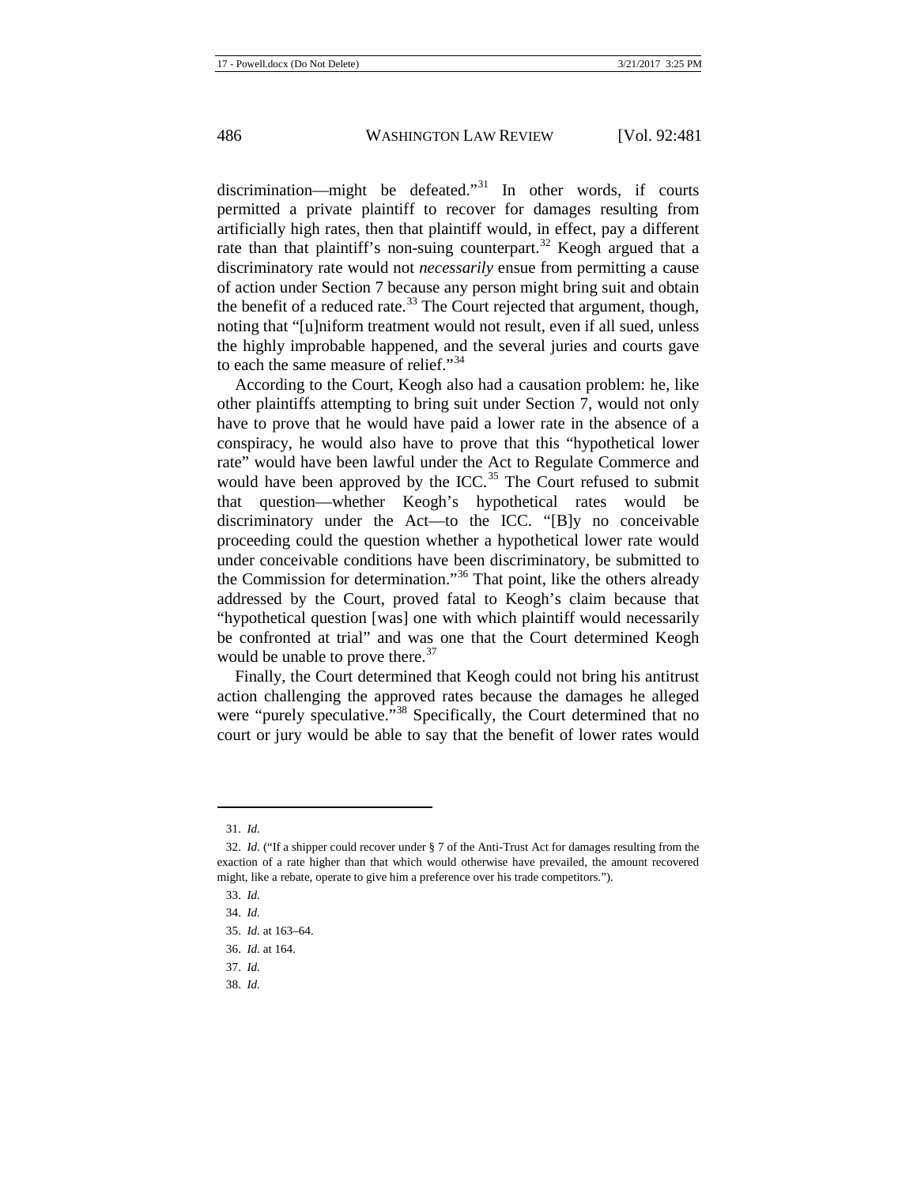discrimination—might be defeated."[31] In other words, if courts permitted a private plaintiff to recover for damages resulting from artificially high rates, then that plaintiff would, in effect, pay a different rate than that plaintiff's non-suing counterpart.[32] Keogh argued that a discriminatory rate would not *necessarily* ensue from permitting a cause of action under Section 7 because any person might bring suit and obtain the benefit of a reduced rate.[33] The Court rejected that argument, though, noting that "[u]niform treatment would not result, even if all sued, unless the highly improbable happened, and the several juries and courts gave to each the same measure of relief."[34]

According to the Court, Keogh also had a causation problem: he, like other plaintiffs attempting to bring suit under Section 7, would not only have to prove that he would have paid a lower rate in the absence of a conspiracy, he would also have to prove that this "hypothetical lower rate" would have been lawful under the Act to Regulate Commerce and would have been approved by the ICC.[35] The Court refused to submit that question—whether Keogh's hypothetical rates would be discriminatory under the Act—to the ICC. "[B]y no conceivable proceeding could the question whether a hypothetical lower rate would under conceivable conditions have been discriminatory, be submitted to the Commission for determination."[36] That point, like the others already addressed by the Court, proved fatal to Keogh's claim because that "hypothetical question [was] one with which plaintiff would necessarily be confronted at trial" and was one that the Court determined Keogh would be unable to prove there.[37]

Finally, the Court determined that Keogh could not bring his antitrust action challenging the approved rates because the damages he alleged were "purely speculative."[38] Specifically, the Court determined that no court or jury would be able to say that the benefit of lower rates would

---

31. *Id.*

32. *Id.* ("If a shipper could recover under § 7 of the Anti-Trust Act for damages resulting from the exaction of a rate higher than that which would otherwise have prevailed, the amount recovered might, like a rebate, operate to give him a preference over his trade competitors.").

33. *Id.*

34. *Id.*

35. *Id.* at 163–64.

36. *Id.* at 164.

37. *Id.*

38. *Id.*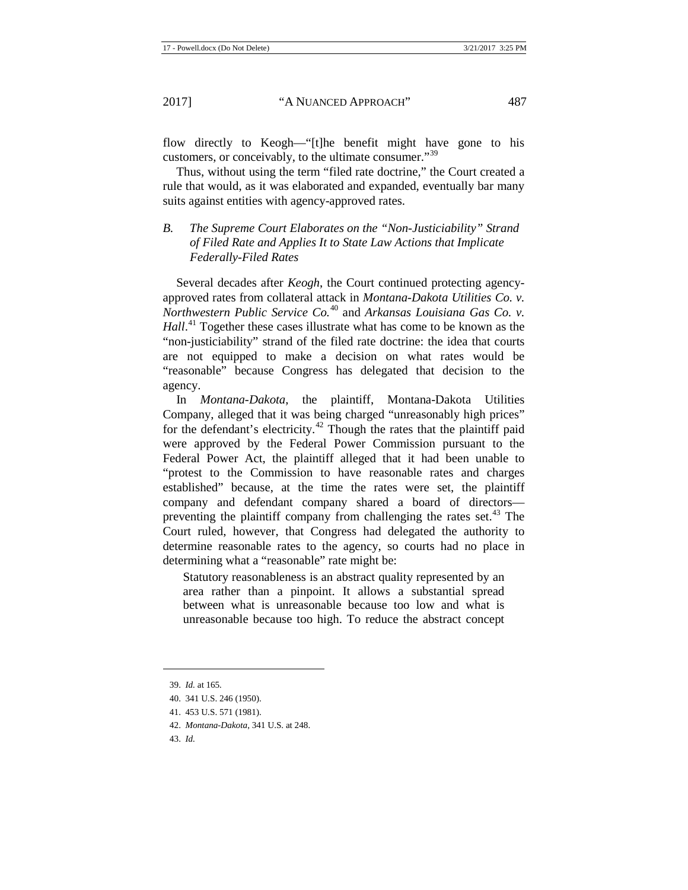flow directly to Keogh—"[t]he benefit might have gone to his customers, or conceivably, to the ultimate consumer."[39]

Thus, without using the term "filed rate doctrine," the Court created a rule that would, as it was elaborated and expanded, eventually bar many suits against entities with agency-approved rates.

### *B. The Supreme Court Elaborates on the "Non-Justiciability" Strand of Filed Rate and Applies It to State Law Actions that Implicate Federally-Filed Rates*

Several decades after *Keogh*, the Court continued protecting agency-approved rates from collateral attack in *Montana-Dakota Utilities Co. v. Northwestern Public Service Co.*[40] and *Arkansas Louisiana Gas Co. v. Hall*.[41] Together these cases illustrate what has come to be known as the "non-justiciability" strand of the filed rate doctrine: the idea that courts are not equipped to make a decision on what rates would be "reasonable" because Congress has delegated that decision to the agency.

In *Montana-Dakota*, the plaintiff, Montana-Dakota Utilities Company, alleged that it was being charged "unreasonably high prices" for the defendant's electricity.[42] Though the rates that the plaintiff paid were approved by the Federal Power Commission pursuant to the Federal Power Act, the plaintiff alleged that it had been unable to "protest to the Commission to have reasonable rates and charges established" because, at the time the rates were set, the plaintiff company and defendant company shared a board of directors—preventing the plaintiff company from challenging the rates set.[43] The Court ruled, however, that Congress had delegated the authority to determine reasonable rates to the agency, so courts had no place in determining what a "reasonable" rate might be:

> Statutory reasonableness is an abstract quality represented by an area rather than a pinpoint. It allows a substantial spread between what is unreasonable because too low and what is unreasonable because too high. To reduce the abstract concept

---

39. *Id.* at 165.

40. 341 U.S. 246 (1950).

41. 453 U.S. 571 (1981).

42. *Montana-Dakota*, 341 U.S. at 248.

43. *Id.*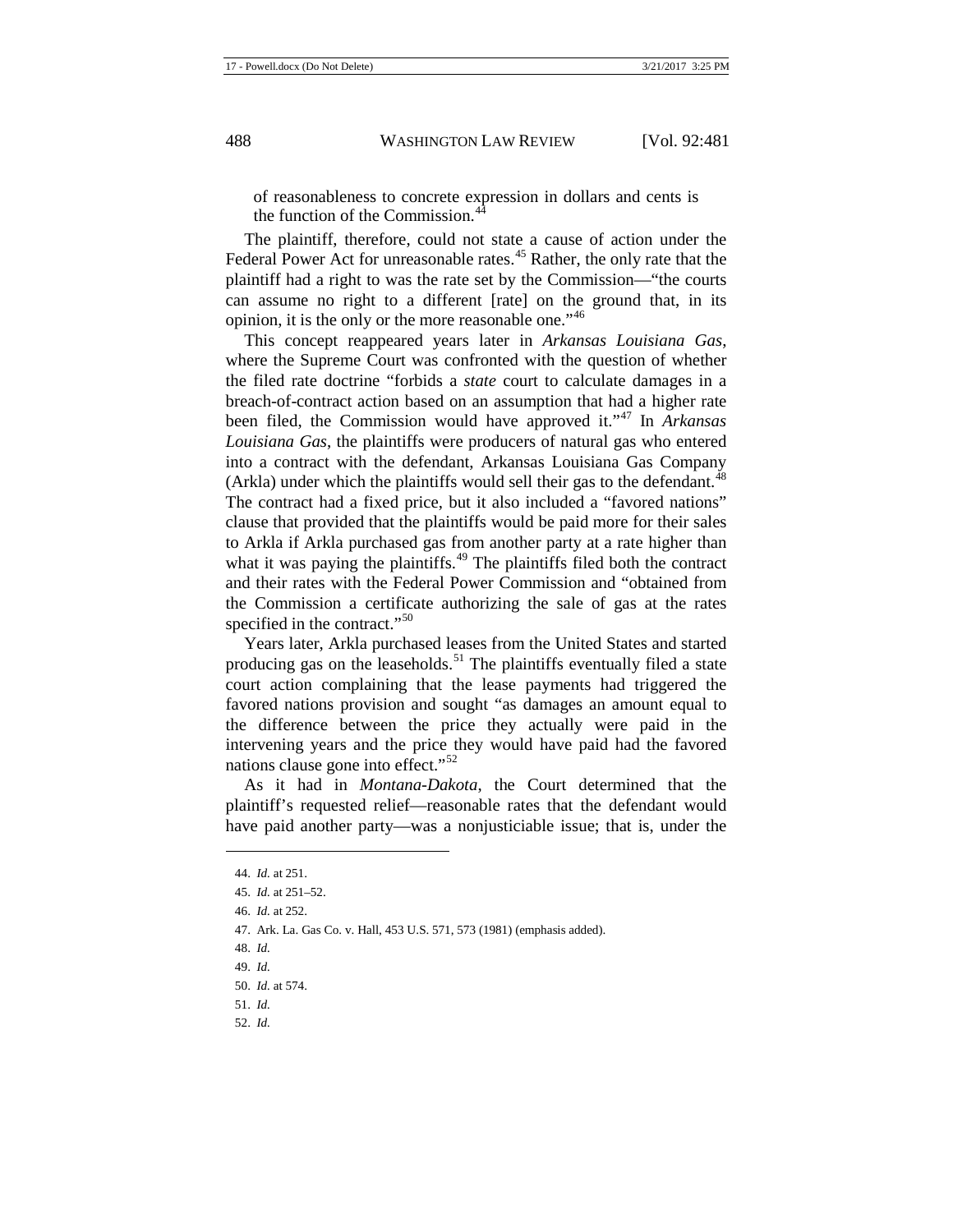of reasonableness to concrete expression in dollars and cents is the function of the Commission.[44]

The plaintiff, therefore, could not state a cause of action under the Federal Power Act for unreasonable rates.[45] Rather, the only rate that the plaintiff had a right to was the rate set by the Commission—"the courts can assume no right to a different [rate] on the ground that, in its opinion, it is the only or the more reasonable one."[46]

This concept reappeared years later in *Arkansas Louisiana Gas*, where the Supreme Court was confronted with the question of whether the filed rate doctrine "forbids a *state* court to calculate damages in a breach-of-contract action based on an assumption that had a higher rate been filed, the Commission would have approved it."[47] In *Arkansas Louisiana Gas*, the plaintiffs were producers of natural gas who entered into a contract with the defendant, Arkansas Louisiana Gas Company (Arkla) under which the plaintiffs would sell their gas to the defendant.[48] The contract had a fixed price, but it also included a "favored nations" clause that provided that the plaintiffs would be paid more for their sales to Arkla if Arkla purchased gas from another party at a rate higher than what it was paying the plaintiffs.[49] The plaintiffs filed both the contract and their rates with the Federal Power Commission and "obtained from the Commission a certificate authorizing the sale of gas at the rates specified in the contract."[50]

Years later, Arkla purchased leases from the United States and started producing gas on the leaseholds.[51] The plaintiffs eventually filed a state court action complaining that the lease payments had triggered the favored nations provision and sought "as damages an amount equal to the difference between the price they actually were paid in the intervening years and the price they would have paid had the favored nations clause gone into effect."[52]

As it had in *Montana-Dakota*, the Court determined that the plaintiff's requested relief—reasonable rates that the defendant would have paid another party—was a nonjusticiable issue; that is, under the

---

44. *Id.* at 251.

45. *Id.* at 251–52.

46. *Id.* at 252.

47. Ark. La. Gas Co. v. Hall, 453 U.S. 571, 573 (1981) (emphasis added).

48. *Id.*

49. *Id.*

50. *Id.* at 574.

51. *Id.*

52. *Id.*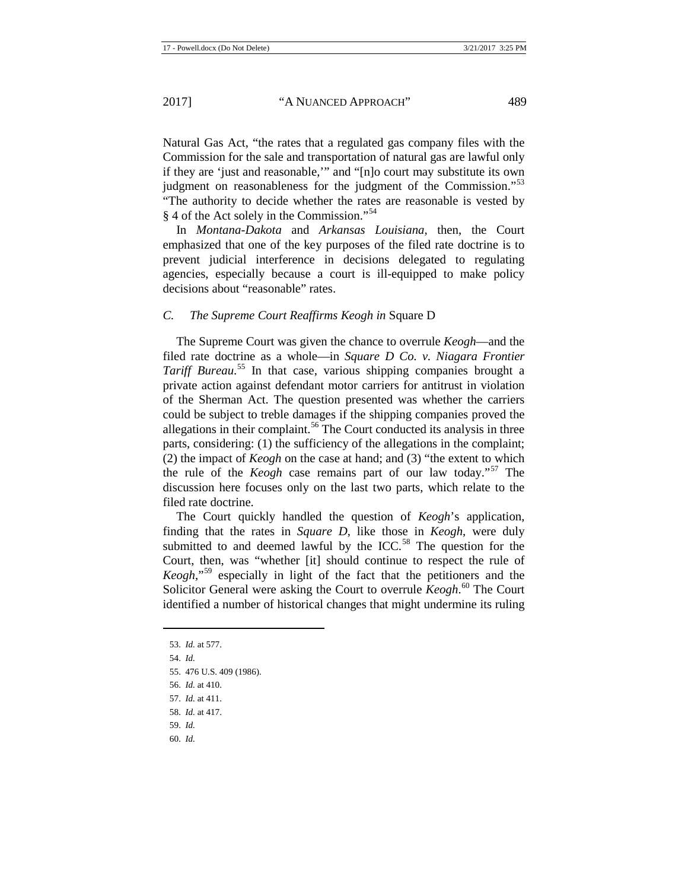Natural Gas Act, "the rates that a regulated gas company files with the Commission for the sale and transportation of natural gas are lawful only if they are 'just and reasonable,'" and "[n]o court may substitute its own judgment on reasonableness for the judgment of the Commission."[53] "The authority to decide whether the rates are reasonable is vested by § 4 of the Act solely in the Commission."[54]

In *Montana-Dakota* and *Arkansas Louisiana*, then, the Court emphasized that one of the key purposes of the filed rate doctrine is to prevent judicial interference in decisions delegated to regulating agencies, especially because a court is ill-equipped to make policy decisions about "reasonable" rates.

### *C. The Supreme Court Reaffirms Keogh in* Square D

The Supreme Court was given the chance to overrule *Keogh*—and the filed rate doctrine as a whole—in *Square D Co. v. Niagara Frontier Tariff Bureau*.[55] In that case, various shipping companies brought a private action against defendant motor carriers for antitrust in violation of the Sherman Act. The question presented was whether the carriers could be subject to treble damages if the shipping companies proved the allegations in their complaint.[56] The Court conducted its analysis in three parts, considering: (1) the sufficiency of the allegations in the complaint; (2) the impact of *Keogh* on the case at hand; and (3) "the extent to which the rule of the *Keogh* case remains part of our law today."[57] The discussion here focuses only on the last two parts, which relate to the filed rate doctrine.

The Court quickly handled the question of *Keogh*'s application, finding that the rates in *Square D*, like those in *Keogh*, were duly submitted to and deemed lawful by the ICC.[58] The question for the Court, then, was "whether [it] should continue to respect the rule of *Keogh*,"[59] especially in light of the fact that the petitioners and the Solicitor General were asking the Court to overrule *Keogh*.[60] The Court identified a number of historical changes that might undermine its ruling

---

53. *Id.* at 577.

54. *Id.*

55. 476 U.S. 409 (1986).

56. *Id.* at 410.

57. *Id.* at 411.

58. *Id.* at 417.

59. *Id.*

60. *Id.*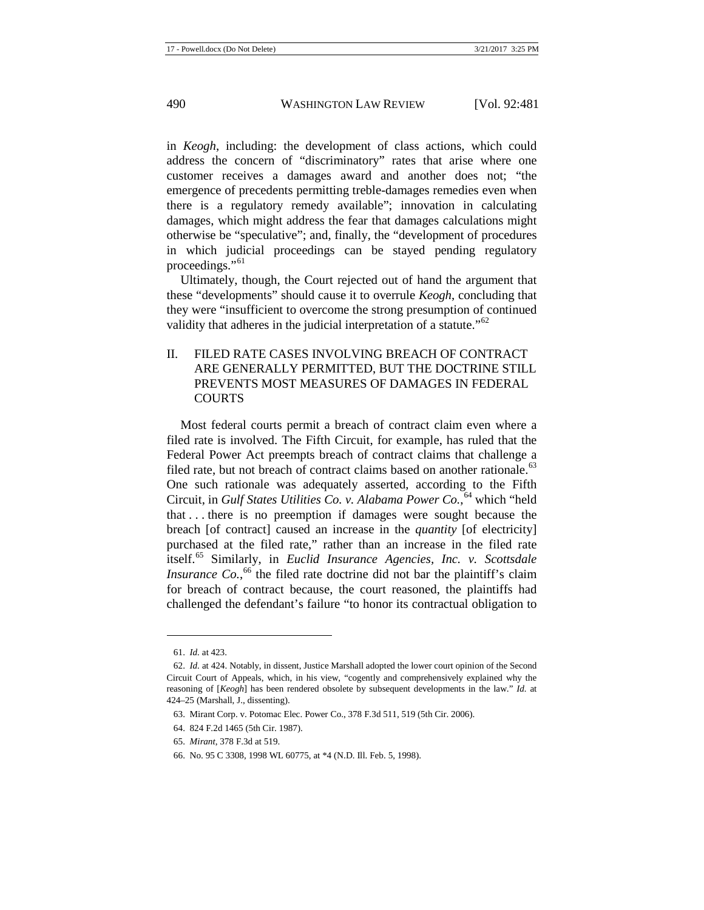in *Keogh*, including: the development of class actions, which could address the concern of "discriminatory" rates that arise where one customer receives a damages award and another does not; "the emergence of precedents permitting treble-damages remedies even when there is a regulatory remedy available"; innovation in calculating damages, which might address the fear that damages calculations might otherwise be "speculative"; and, finally, the "development of procedures in which judicial proceedings can be stayed pending regulatory proceedings."[61]

Ultimately, though, the Court rejected out of hand the argument that these "developments" should cause it to overrule *Keogh*, concluding that they were "insufficient to overcome the strong presumption of continued validity that adheres in the judicial interpretation of a statute."[62]

## II. FILED RATE CASES INVOLVING BREACH OF CONTRACT ARE GENERALLY PERMITTED, BUT THE DOCTRINE STILL PREVENTS MOST MEASURES OF DAMAGES IN FEDERAL COURTS

Most federal courts permit a breach of contract claim even where a filed rate is involved. The Fifth Circuit, for example, has ruled that the Federal Power Act preempts breach of contract claims that challenge a filed rate, but not breach of contract claims based on another rationale.[63] One such rationale was adequately asserted, according to the Fifth Circuit, in *Gulf States Utilities Co. v. Alabama Power Co.*,[64] which "held that . . . there is no preemption if damages were sought because the breach [of contract] caused an increase in the *quantity* [of electricity] purchased at the filed rate," rather than an increase in the filed rate itself.[65] Similarly, in *Euclid Insurance Agencies, Inc. v. Scottsdale Insurance Co.*,[66] the filed rate doctrine did not bar the plaintiff's claim for breach of contract because, the court reasoned, the plaintiffs had challenged the defendant's failure "to honor its contractual obligation to

---

61. *Id.* at 423.

62. *Id.* at 424. Notably, in dissent, Justice Marshall adopted the lower court opinion of the Second Circuit Court of Appeals, which, in his view, "cogently and comprehensively explained why the reasoning of [*Keogh*] has been rendered obsolete by subsequent developments in the law." *Id.* at 424–25 (Marshall, J., dissenting).

63. Mirant Corp. v. Potomac Elec. Power Co., 378 F.3d 511, 519 (5th Cir. 2006).

64. 824 F.2d 1465 (5th Cir. 1987).

65. *Mirant*, 378 F.3d at 519.

66. No. 95 C 3308, 1998 WL 60775, at *4 (N.D. Ill. Feb. 5, 1998).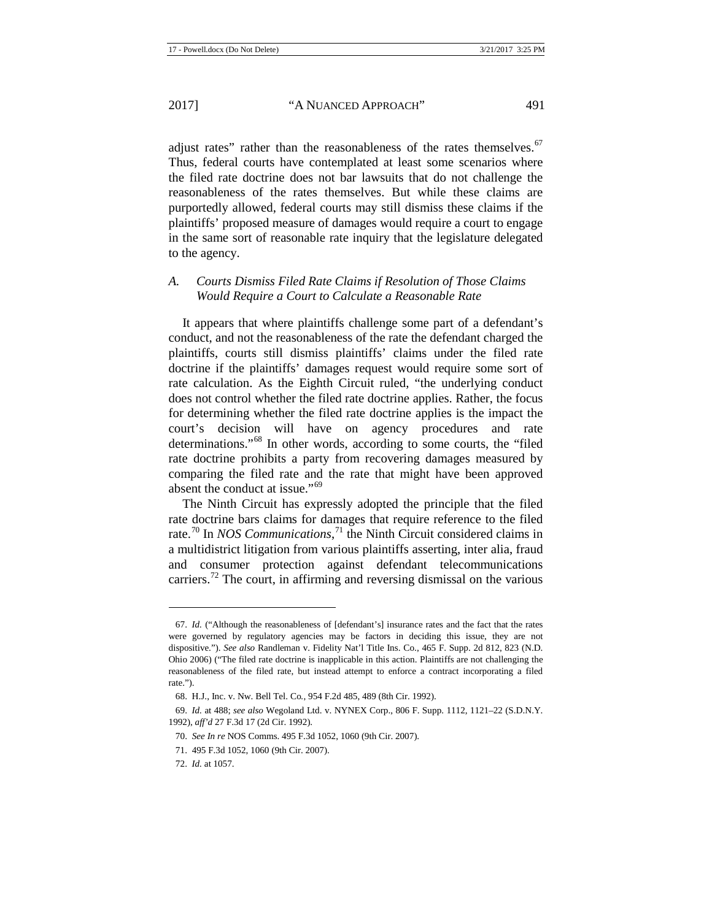adjust rates" rather than the reasonableness of the rates themselves.[67] Thus, federal courts have contemplated at least some scenarios where the filed rate doctrine does not bar lawsuits that do not challenge the reasonableness of the rates themselves. But while these claims are purportedly allowed, federal courts may still dismiss these claims if the plaintiffs' proposed measure of damages would require a court to engage in the same sort of reasonable rate inquiry that the legislature delegated to the agency.

### *A. Courts Dismiss Filed Rate Claims if Resolution of Those Claims Would Require a Court to Calculate a Reasonable Rate*

It appears that where plaintiffs challenge some part of a defendant's conduct, and not the reasonableness of the rate the defendant charged the plaintiffs, courts still dismiss plaintiffs' claims under the filed rate doctrine if the plaintiffs' damages request would require some sort of rate calculation. As the Eighth Circuit ruled, "the underlying conduct does not control whether the filed rate doctrine applies. Rather, the focus for determining whether the filed rate doctrine applies is the impact the court's decision will have on agency procedures and rate determinations."[68] In other words, according to some courts, the "filed rate doctrine prohibits a party from recovering damages measured by comparing the filed rate and the rate that might have been approved absent the conduct at issue."[69]

The Ninth Circuit has expressly adopted the principle that the filed rate doctrine bars claims for damages that require reference to the filed rate.[70] In *NOS Communications*,[71] the Ninth Circuit considered claims in a multidistrict litigation from various plaintiffs asserting, inter alia, fraud and consumer protection against defendant telecommunications carriers.[72] The court, in affirming and reversing dismissal on the various

---

67. *Id.* ("Although the reasonableness of [defendant's] insurance rates and the fact that the rates were governed by regulatory agencies may be factors in deciding this issue, they are not dispositive."). *See also* Randleman v. Fidelity Nat'l Title Ins. Co., 465 F. Supp. 2d 812, 823 (N.D. Ohio 2006) ("The filed rate doctrine is inapplicable in this action. Plaintiffs are not challenging the reasonableness of the filed rate, but instead attempt to enforce a contract incorporating a filed rate.").

68. H.J., Inc. v. Nw. Bell Tel. Co., 954 F.2d 485, 489 (8th Cir. 1992).

69. *Id.* at 488; *see also* Wegoland Ltd. v. NYNEX Corp., 806 F. Supp. 1112, 1121–22 (S.D.N.Y. 1992), *aff'd* 27 F.3d 17 (2d Cir. 1992).

70. *See In re* NOS Comms. 495 F.3d 1052, 1060 (9th Cir. 2007).

71. 495 F.3d 1052, 1060 (9th Cir. 2007).

72. *Id.* at 1057.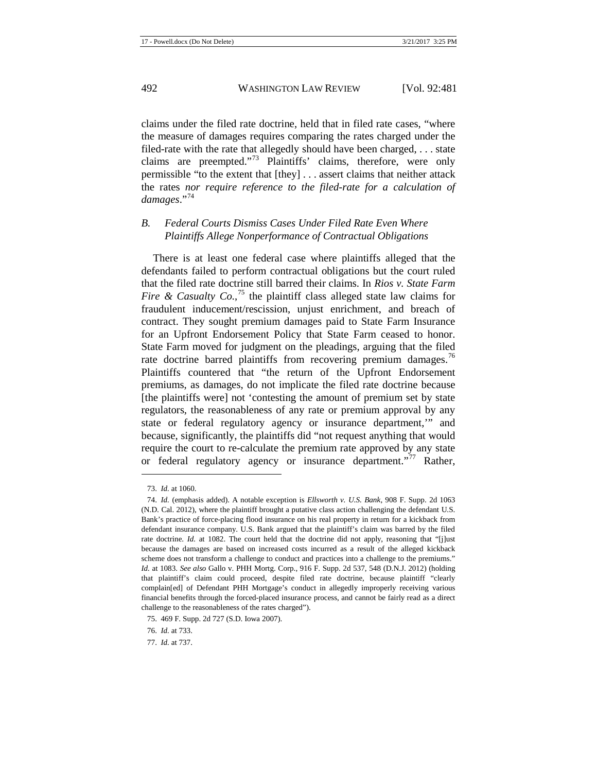claims under the filed rate doctrine, held that in filed rate cases, "where the measure of damages requires comparing the rates charged under the filed-rate with the rate that allegedly should have been charged, . . . state claims are preempted."[73] Plaintiffs' claims, therefore, were only permissible "to the extent that [they] . . . assert claims that neither attack the rates *nor require reference to the filed-rate for a calculation of damages*."[74]

### *B. Federal Courts Dismiss Cases Under Filed Rate Even Where Plaintiffs Allege Nonperformance of Contractual Obligations*

There is at least one federal case where plaintiffs alleged that the defendants failed to perform contractual obligations but the court ruled that the filed rate doctrine still barred their claims. In *Rios v. State Farm Fire & Casualty Co.*,[75] the plaintiff class alleged state law claims for fraudulent inducement/rescission, unjust enrichment, and breach of contract. They sought premium damages paid to State Farm Insurance for an Upfront Endorsement Policy that State Farm ceased to honor. State Farm moved for judgment on the pleadings, arguing that the filed rate doctrine barred plaintiffs from recovering premium damages.[76] Plaintiffs countered that "the return of the Upfront Endorsement premiums, as damages, do not implicate the filed rate doctrine because [the plaintiffs were] not 'contesting the amount of premium set by state regulators, the reasonableness of any rate or premium approval by any state or federal regulatory agency or insurance department,'" and because, significantly, the plaintiffs did "not request anything that would require the court to re-calculate the premium rate approved by any state or federal regulatory agency or insurance department."[77] Rather,

---

73. *Id.* at 1060.

74. *Id.* (emphasis added). A notable exception is *Ellsworth v. U.S. Bank*, 908 F. Supp. 2d 1063 (N.D. Cal. 2012), where the plaintiff brought a putative class action challenging the defendant U.S. Bank's practice of force-placing flood insurance on his real property in return for a kickback from defendant insurance company. U.S. Bank argued that the plaintiff's claim was barred by the filed rate doctrine. *Id.* at 1082. The court held that the doctrine did not apply, reasoning that "[j]ust because the damages are based on increased costs incurred as a result of the alleged kickback scheme does not transform a challenge to conduct and practices into a challenge to the premiums." *Id.* at 1083. *See also* Gallo v. PHH Mortg. Corp., 916 F. Supp. 2d 537, 548 (D.N.J. 2012) (holding that plaintiff's claim could proceed, despite filed rate doctrine, because plaintiff "clearly complain[ed] of Defendant PHH Mortgage's conduct in allegedly improperly receiving various financial benefits through the forced-placed insurance process, and cannot be fairly read as a direct challenge to the reasonableness of the rates charged").

75. 469 F. Supp. 2d 727 (S.D. Iowa 2007).

76. *Id.* at 733.

77. *Id.* at 737.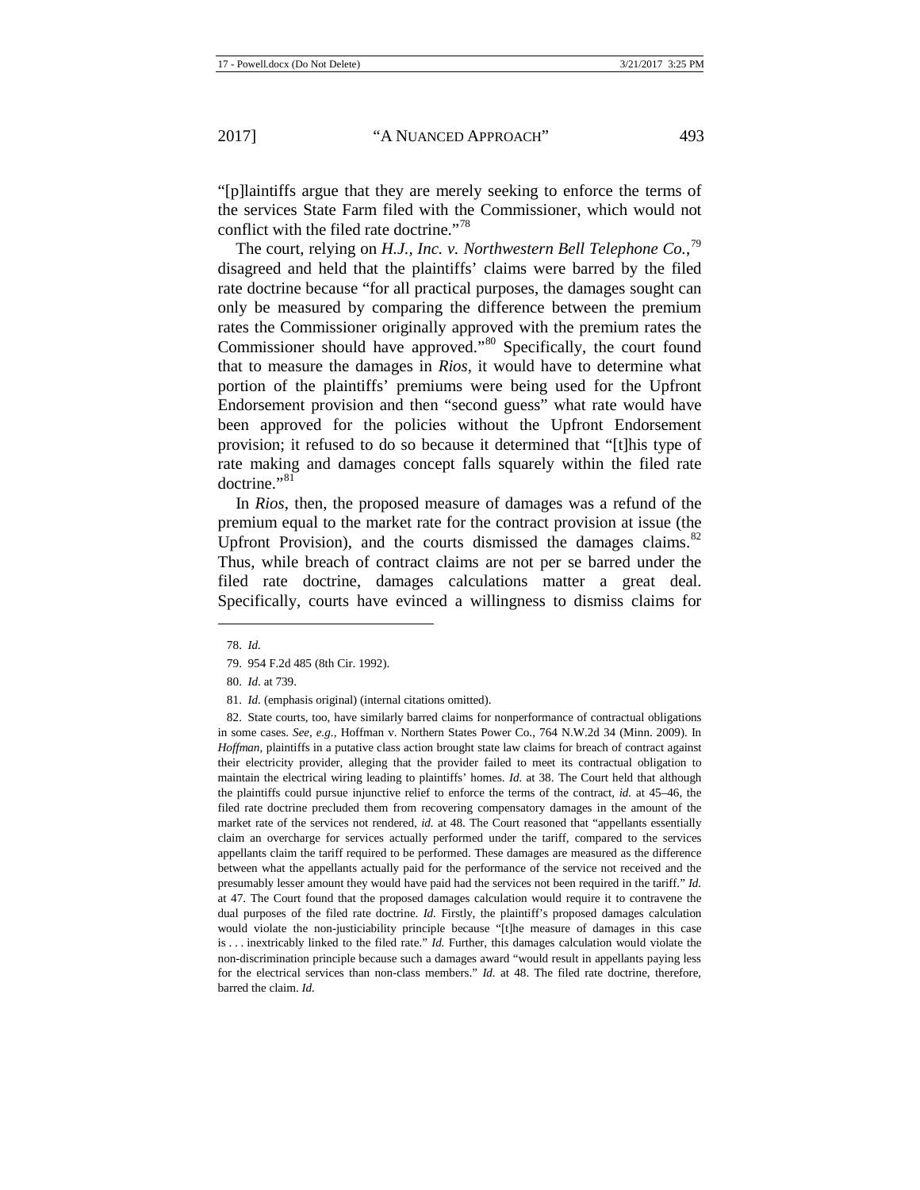"[p]laintiffs argue that they are merely seeking to enforce the terms of the services State Farm filed with the Commissioner, which would not conflict with the filed rate doctrine."[78]

The court, relying on *H.J., Inc. v. Northwestern Bell Telephone Co.*,[79] disagreed and held that the plaintiffs' claims were barred by the filed rate doctrine because "for all practical purposes, the damages sought can only be measured by comparing the difference between the premium rates the Commissioner originally approved with the premium rates the Commissioner should have approved."[80] Specifically, the court found that to measure the damages in *Rios*, it would have to determine what portion of the plaintiffs' premiums were being used for the Upfront Endorsement provision and then "second guess" what rate would have been approved for the policies without the Upfront Endorsement provision; it refused to do so because it determined that "[t]his type of rate making and damages concept falls squarely within the filed rate doctrine."[81]

In *Rios*, then, the proposed measure of damages was a refund of the premium equal to the market rate for the contract provision at issue (the Upfront Provision), and the courts dismissed the damages claims.[82] Thus, while breach of contract claims are not per se barred under the filed rate doctrine, damages calculations matter a great deal. Specifically, courts have evinced a willingness to dismiss claims for

---

78. *Id.*

79. 954 F.2d 485 (8th Cir. 1992).

80. *Id.* at 739.

81. *Id.* (emphasis original) (internal citations omitted).

82. State courts, too, have similarly barred claims for nonperformance of contractual obligations in some cases. *See, e.g.*, Hoffman v. Northern States Power Co., 764 N.W.2d 34 (Minn. 2009). In *Hoffman*, plaintiffs in a putative class action brought state law claims for breach of contract against their electricity provider, alleging that the provider failed to meet its contractual obligation to maintain the electrical wiring leading to plaintiffs' homes. *Id.* at 38. The Court held that although the plaintiffs could pursue injunctive relief to enforce the terms of the contract, *id.* at 45–46, the filed rate doctrine precluded them from recovering compensatory damages in the amount of the market rate of the services not rendered, *id.* at 48. The Court reasoned that "appellants essentially claim an overcharge for services actually performed under the tariff, compared to the services appellants claim the tariff required to be performed. These damages are measured as the difference between what the appellants actually paid for the performance of the service not received and the presumably lesser amount they would have paid had the services not been required in the tariff." *Id.* at 47. The Court found that the proposed damages calculation would require it to contravene the dual purposes of the filed rate doctrine. *Id.* Firstly, the plaintiff's proposed damages calculation would violate the non-justiciability principle because "[t]he measure of damages in this case is . . . inextricably linked to the filed rate." *Id.* Further, this damages calculation would violate the non-discrimination principle because such a damages award "would result in appellants paying less for the electrical services than non-class members." *Id.* at 48. The filed rate doctrine, therefore, barred the claim. *Id.*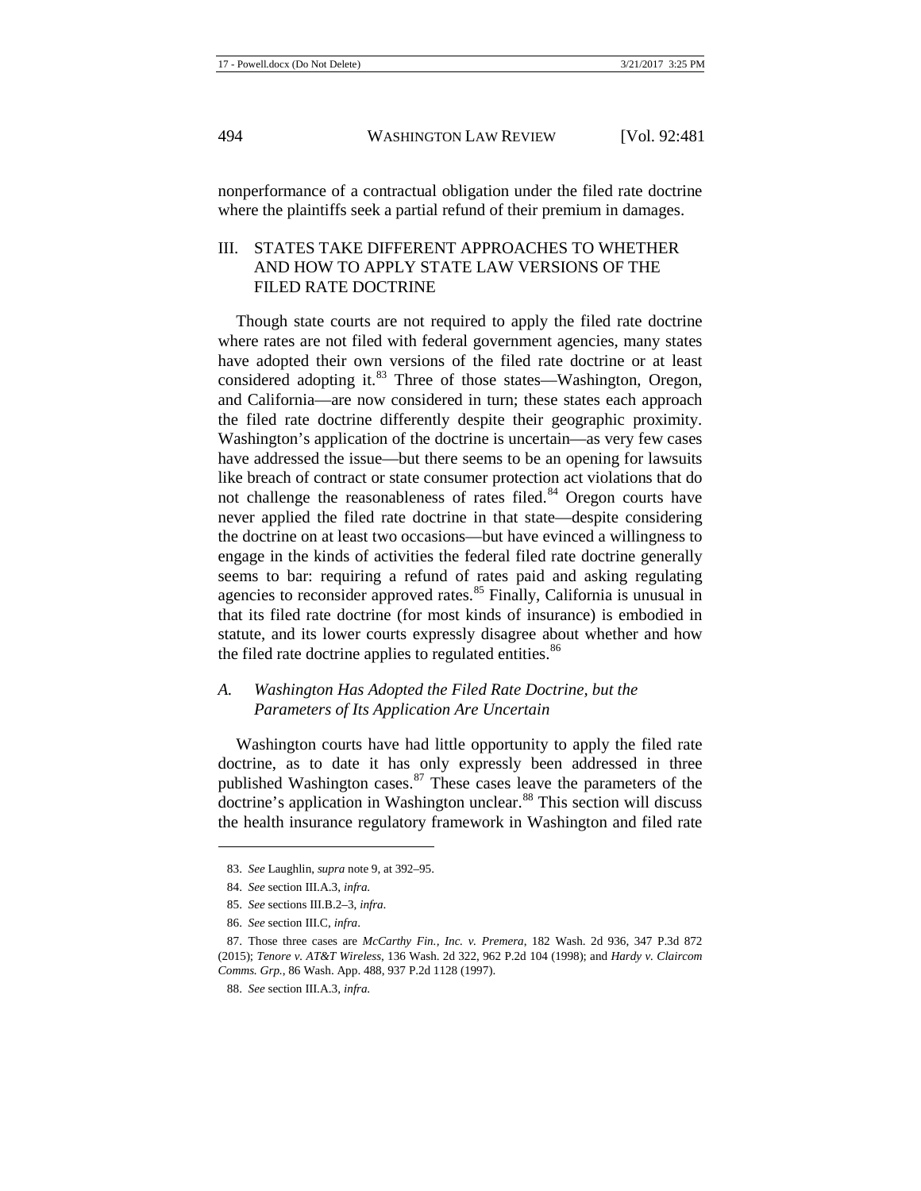nonperformance of a contractual obligation under the filed rate doctrine where the plaintiffs seek a partial refund of their premium in damages.

## III. STATES TAKE DIFFERENT APPROACHES TO WHETHER AND HOW TO APPLY STATE LAW VERSIONS OF THE FILED RATE DOCTRINE

Though state courts are not required to apply the filed rate doctrine where rates are not filed with federal government agencies, many states have adopted their own versions of the filed rate doctrine or at least considered adopting it.[83] Three of those states—Washington, Oregon, and California—are now considered in turn; these states each approach the filed rate doctrine differently despite their geographic proximity. Washington's application of the doctrine is uncertain—as very few cases have addressed the issue—but there seems to be an opening for lawsuits like breach of contract or state consumer protection act violations that do not challenge the reasonableness of rates filed.[84] Oregon courts have never applied the filed rate doctrine in that state—despite considering the doctrine on at least two occasions—but have evinced a willingness to engage in the kinds of activities the federal filed rate doctrine generally seems to bar: requiring a refund of rates paid and asking regulating agencies to reconsider approved rates.[85] Finally, California is unusual in that its filed rate doctrine (for most kinds of insurance) is embodied in statute, and its lower courts expressly disagree about whether and how the filed rate doctrine applies to regulated entities.[86]

### *A. Washington Has Adopted the Filed Rate Doctrine, but the Parameters of Its Application Are Uncertain*

Washington courts have had little opportunity to apply the filed rate doctrine, as to date it has only expressly been addressed in three published Washington cases.[87] These cases leave the parameters of the doctrine's application in Washington unclear.[88] This section will discuss the health insurance regulatory framework in Washington and filed rate

---

83. *See* Laughlin, *supra* note 9, at 392–95.

84. *See* section III.A.3, *infra.*

85. *See* sections III.B.2–3, *infra*.

86. *See* section III.C, *infra*.

87. Those three cases are *McCarthy Fin., Inc. v. Premera*, 182 Wash. 2d 936, 347 P.3d 872 (2015); *Tenore v. AT&T Wireless*, 136 Wash. 2d 322, 962 P.2d 104 (1998); and *Hardy v. Claircom Comms. Grp.*, 86 Wash. App. 488, 937 P.2d 1128 (1997).

88. *See* section III.A.3, *infra.*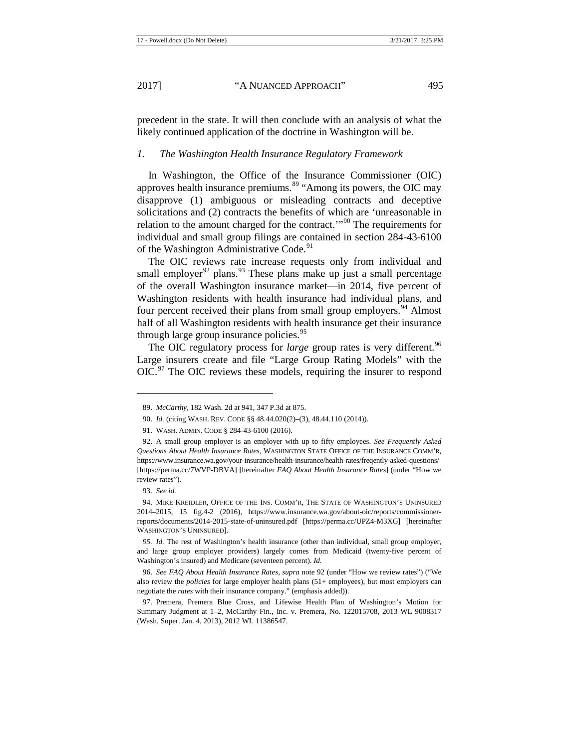precedent in the state. It will then conclude with an analysis of what the likely continued application of the doctrine in Washington will be.

### *1. The Washington Health Insurance Regulatory Framework*

In Washington, the Office of the Insurance Commissioner (OIC) approves health insurance premiums.[89] "Among its powers, the OIC may disapprove (1) ambiguous or misleading contracts and deceptive solicitations and (2) contracts the benefits of which are 'unreasonable in relation to the amount charged for the contract.'"[90] The requirements for individual and small group filings are contained in section 284-43-6100 of the Washington Administrative Code.[91]

The OIC reviews rate increase requests only from individual and small employer[92] plans.[93] These plans make up just a small percentage of the overall Washington insurance market—in 2014, five percent of Washington residents with health insurance had individual plans, and four percent received their plans from small group employers.[94] Almost half of all Washington residents with health insurance get their insurance through large group insurance policies.[95]

The OIC regulatory process for *large* group rates is very different.[96] Large insurers create and file "Large Group Rating Models" with the OIC.[97] The OIC reviews these models, requiring the insurer to respond

---

89. *McCarthy*, 182 Wash. 2d at 941, 347 P.3d at 875.

90. *Id.* (citing WASH. REV. CODE §§ 48.44.020(2)–(3), 48.44.110 (2014)).

91. WASH. ADMIN. CODE § 284-43-6100 (2016).

92. A small group employer is an employer with up to fifty employees. *See Frequently Asked Questions About Health Insurance Rates*, WASHINGTON STATE OFFICE OF THE INSURANCE COMM'R, https://www.insurance.wa.gov/your-insurance/health-insurance/health-rates/freqently-asked-questions/ [https://perma.cc/7WVP-DBVA] [hereinafter *FAQ About Health Insurance Rates*] (under "How we review rates").

93. *See id.*

94. MIKE KREIDLER, OFFICE OF THE INS. COMM'R, THE STATE OF WASHINGTON'S UNINSURED 2014–2015, 15 fig.4-2 (2016), https://www.insurance.wa.gov/about-oic/reports/commissioner-reports/documents/2014-2015-state-of-uninsured.pdf [https://perma.cc/UPZ4-M3XG] [hereinafter WASHINGTON'S UNINSURED].

95. *Id.* The rest of Washington's health insurance (other than individual, small group employer, and large group employer providers) largely comes from Medicaid (twenty-five percent of Washington's insured) and Medicare (seventeen percent). *Id.*

96. *See FAQ About Health Insurance Rates*, *supra* note 92 (under "How we review rates") ("We also review the *policies* for large employer health plans (51+ employees), but most employers can negotiate the *rates* with their insurance company." (emphasis added)).

97. Premera, Premera Blue Cross, and Lifewise Health Plan of Washington's Motion for Summary Judgment at 1–2, McCarthy Fin., Inc. v. Premera, No. 122015708, 2013 WL 9008317 (Wash. Super. Jan. 4, 2013), 2012 WL 11386547.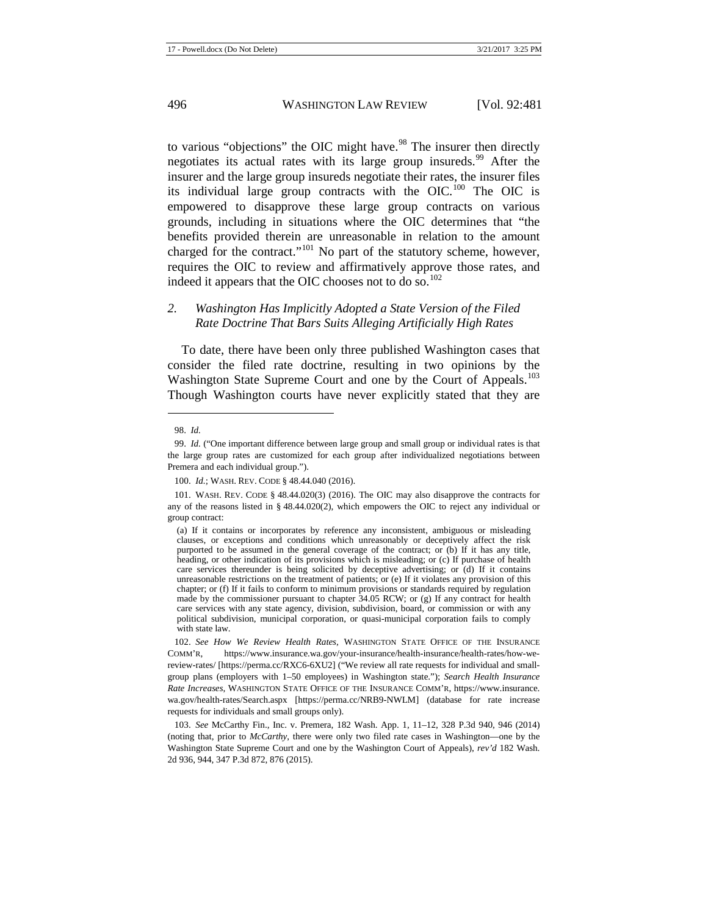to various "objections" the OIC might have.[98] The insurer then directly negotiates its actual rates with its large group insureds.[99] After the insurer and the large group insureds negotiate their rates, the insurer files its individual large group contracts with the OIC.[100] The OIC is empowered to disapprove these large group contracts on various grounds, including in situations where the OIC determines that "the benefits provided therein are unreasonable in relation to the amount charged for the contract."[101] No part of the statutory scheme, however, requires the OIC to review and affirmatively approve those rates, and indeed it appears that the OIC chooses not to do so.[102]

### *2. Washington Has Implicitly Adopted a State Version of the Filed Rate Doctrine That Bars Suits Alleging Artificially High Rates*

To date, there have been only three published Washington cases that consider the filed rate doctrine, resulting in two opinions by the Washington State Supreme Court and one by the Court of Appeals.[103] Though Washington courts have never explicitly stated that they are

---

98. *Id.*

99. *Id.* ("One important difference between large group and small group or individual rates is that the large group rates are customized for each group after individualized negotiations between Premera and each individual group.").

100. *Id.*; WASH. REV. CODE § 48.44.040 (2016).

101. WASH. REV. CODE § 48.44.020(3) (2016). The OIC may also disapprove the contracts for any of the reasons listed in § 48.44.020(2), which empowers the OIC to reject any individual or group contract:

> (a) If it contains or incorporates by reference any inconsistent, ambiguous or misleading clauses, or exceptions and conditions which unreasonably or deceptively affect the risk purported to be assumed in the general coverage of the contract; or (b) If it has any title, heading, or other indication of its provisions which is misleading; or (c) If purchase of health care services thereunder is being solicited by deceptive advertising; or (d) If it contains unreasonable restrictions on the treatment of patients; or (e) If it violates any provision of this chapter; or (f) If it fails to conform to minimum provisions or standards required by regulation made by the commissioner pursuant to chapter 34.05 RCW; or (g) If any contract for health care services with any state agency, division, subdivision, board, or commission or with any political subdivision, municipal corporation, or quasi-municipal corporation fails to comply with state law.

102. *See How We Review Health Rates*, WASHINGTON STATE OFFICE OF THE INSURANCE COMM'R, https://www.insurance.wa.gov/your-insurance/health-insurance/health-rates/how-we-review-rates/ [https://perma.cc/RXC6-6XU2] ("We review all rate requests for individual and small-group plans (employers with 1–50 employees) in Washington state."); *Search Health Insurance Rate Increases*, WASHINGTON STATE OFFICE OF THE INSURANCE COMM'R, https://www.insurance.wa.gov/health-rates/Search.aspx [https://perma.cc/NRB9-NWLM] (database for rate increase requests for individuals and small groups only).

103. *See* McCarthy Fin., Inc. v. Premera, 182 Wash. App. 1, 11–12, 328 P.3d 940, 946 (2014) (noting that, prior to *McCarthy*, there were only two filed rate cases in Washington—one by the Washington State Supreme Court and one by the Washington Court of Appeals), *rev'd* 182 Wash. 2d 936, 944, 347 P.3d 872, 876 (2015).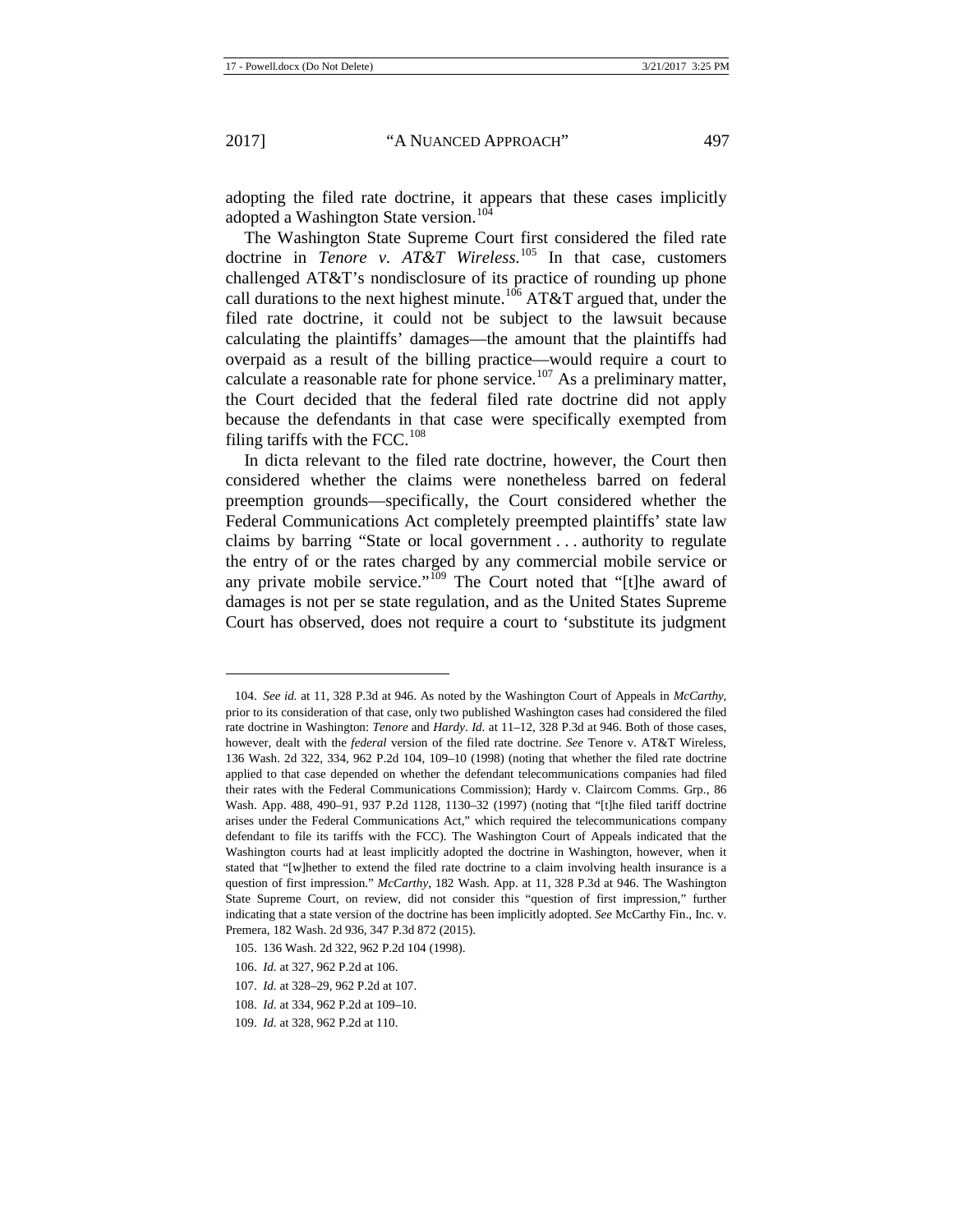adopting the filed rate doctrine, it appears that these cases implicitly adopted a Washington State version.[104]

The Washington State Supreme Court first considered the filed rate doctrine in *Tenore v. AT&T Wireless*.[105] In that case, customers challenged AT&T's nondisclosure of its practice of rounding up phone call durations to the next highest minute.[106] AT&T argued that, under the filed rate doctrine, it could not be subject to the lawsuit because calculating the plaintiffs' damages—the amount that the plaintiffs had overpaid as a result of the billing practice—would require a court to calculate a reasonable rate for phone service.[107] As a preliminary matter, the Court decided that the federal filed rate doctrine did not apply because the defendants in that case were specifically exempted from filing tariffs with the FCC.[108]

In dicta relevant to the filed rate doctrine, however, the Court then considered whether the claims were nonetheless barred on federal preemption grounds—specifically, the Court considered whether the Federal Communications Act completely preempted plaintiffs' state law claims by barring "State or local government . . . authority to regulate the entry of or the rates charged by any commercial mobile service or any private mobile service."[109] The Court noted that "[t]he award of damages is not per se state regulation, and as the United States Supreme Court has observed, does not require a court to 'substitute its judgment

---

104. *See id.* at 11, 328 P.3d at 946. As noted by the Washington Court of Appeals in *McCarthy*, prior to its consideration of that case, only two published Washington cases had considered the filed rate doctrine in Washington: *Tenore* and *Hardy*. *Id.* at 11–12, 328 P.3d at 946. Both of those cases, however, dealt with the *federal* version of the filed rate doctrine. *See* Tenore v. AT&T Wireless, 136 Wash. 2d 322, 334, 962 P.2d 104, 109–10 (1998) (noting that whether the filed rate doctrine applied to that case depended on whether the defendant telecommunications companies had filed their rates with the Federal Communications Commission); Hardy v. Claircom Comms. Grp., 86 Wash. App. 488, 490–91, 937 P.2d 1128, 1130–32 (1997) (noting that "[t]he filed tariff doctrine arises under the Federal Communications Act," which required the telecommunications company defendant to file its tariffs with the FCC). The Washington Court of Appeals indicated that the Washington courts had at least implicitly adopted the doctrine in Washington, however, when it stated that "[w]hether to extend the filed rate doctrine to a claim involving health insurance is a question of first impression." *McCarthy*, 182 Wash. App. at 11, 328 P.3d at 946. The Washington State Supreme Court, on review, did not consider this "question of first impression," further indicating that a state version of the doctrine has been implicitly adopted. *See* McCarthy Fin., Inc. v. Premera, 182 Wash. 2d 936, 347 P.3d 872 (2015).

105. 136 Wash. 2d 322, 962 P.2d 104 (1998).

106. *Id.* at 327, 962 P.2d at 106.

107. *Id.* at 328–29, 962 P.2d at 107.

108. *Id.* at 334, 962 P.2d at 109–10.

109. *Id.* at 328, 962 P.2d at 110.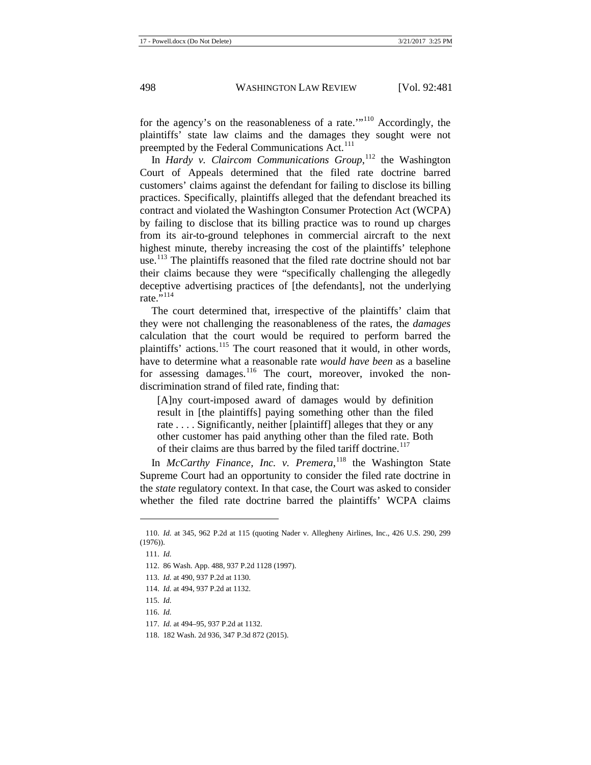for the agency's on the reasonableness of a rate.'"[110] Accordingly, the plaintiffs' state law claims and the damages they sought were not preempted by the Federal Communications Act.[111]

In *Hardy v. Claircom Communications Group*,[112] the Washington Court of Appeals determined that the filed rate doctrine barred customers' claims against the defendant for failing to disclose its billing practices. Specifically, plaintiffs alleged that the defendant breached its contract and violated the Washington Consumer Protection Act (WCPA) by failing to disclose that its billing practice was to round up charges from its air-to-ground telephones in commercial aircraft to the next highest minute, thereby increasing the cost of the plaintiffs' telephone use.[113] The plaintiffs reasoned that the filed rate doctrine should not bar their claims because they were "specifically challenging the allegedly deceptive advertising practices of [the defendants], not the underlying rate."[114]

The court determined that, irrespective of the plaintiffs' claim that they were not challenging the reasonableness of the rates, the *damages* calculation that the court would be required to perform barred the plaintiffs' actions.[115] The court reasoned that it would, in other words, have to determine what a reasonable rate *would have been* as a baseline for assessing damages.[116] The court, moreover, invoked the non-discrimination strand of filed rate, finding that:

> [A]ny court-imposed award of damages would by definition result in [the plaintiffs] paying something other than the filed rate . . . . Significantly, neither [plaintiff] alleges that they or any other customer has paid anything other than the filed rate. Both of their claims are thus barred by the filed tariff doctrine.[117]

In *McCarthy Finance, Inc. v. Premera*,[118] the Washington State Supreme Court had an opportunity to consider the filed rate doctrine in the *state* regulatory context. In that case, the Court was asked to consider whether the filed rate doctrine barred the plaintiffs' WCPA claims

---

110. *Id.* at 345, 962 P.2d at 115 (quoting Nader v. Allegheny Airlines, Inc., 426 U.S. 290, 299 (1976)).

111. *Id.*

112. 86 Wash. App. 488, 937 P.2d 1128 (1997).

113. *Id.* at 490, 937 P.2d at 1130.

114. *Id.* at 494, 937 P.2d at 1132.

115. *Id.*

116. *Id.*

117. *Id.* at 494–95, 937 P.2d at 1132.

118. 182 Wash. 2d 936, 347 P.3d 872 (2015).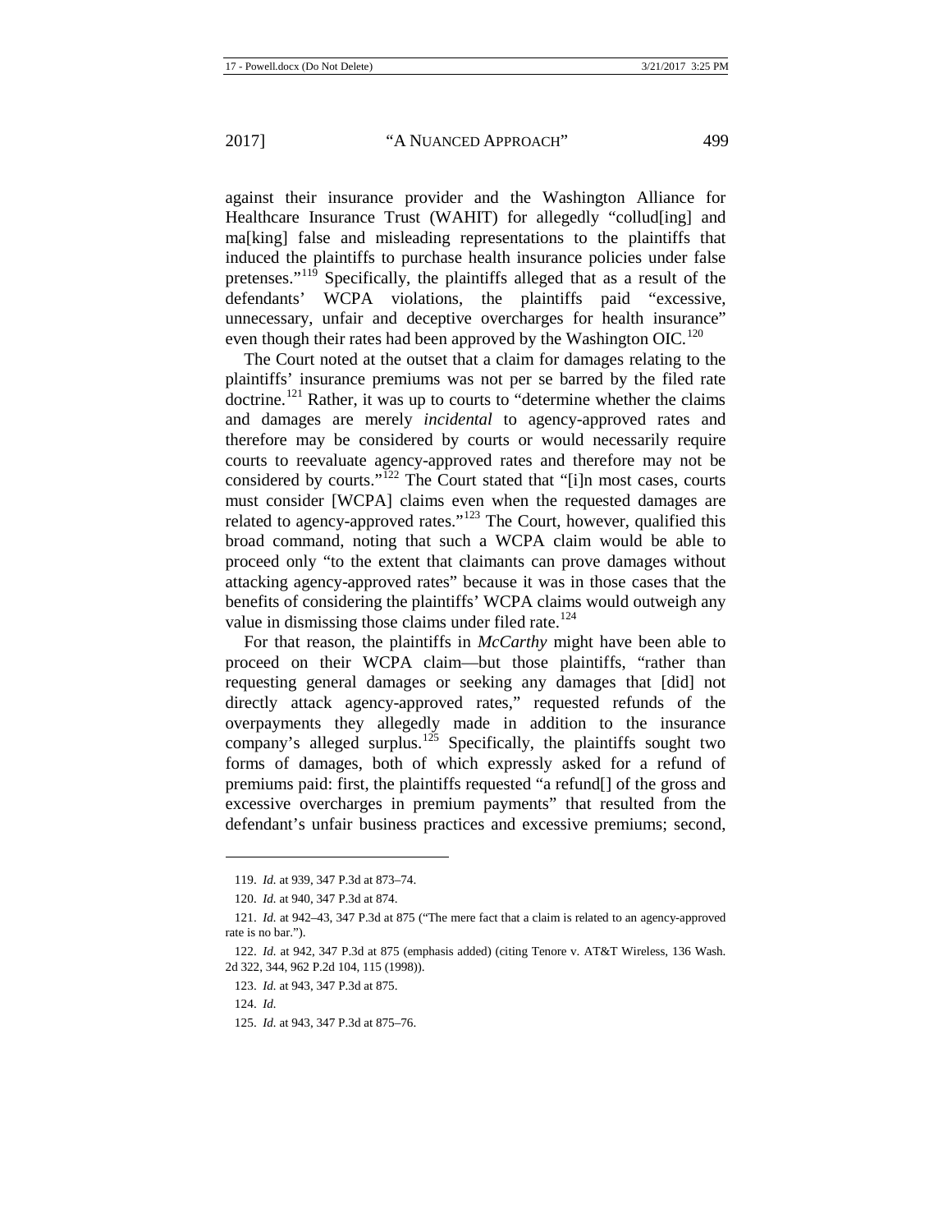against their insurance provider and the Washington Alliance for Healthcare Insurance Trust (WAHIT) for allegedly "collud[ing] and ma[king] false and misleading representations to the plaintiffs that induced the plaintiffs to purchase health insurance policies under false pretenses."[119] Specifically, the plaintiffs alleged that as a result of the defendants' WCPA violations, the plaintiffs paid "excessive, unnecessary, unfair and deceptive overcharges for health insurance" even though their rates had been approved by the Washington OIC.[120]

The Court noted at the outset that a claim for damages relating to the plaintiffs' insurance premiums was not per se barred by the filed rate doctrine.[121] Rather, it was up to courts to "determine whether the claims and damages are merely *incidental* to agency-approved rates and therefore may be considered by courts or would necessarily require courts to reevaluate agency-approved rates and therefore may not be considered by courts."[122] The Court stated that "[i]n most cases, courts must consider [WCPA] claims even when the requested damages are related to agency-approved rates."[123] The Court, however, qualified this broad command, noting that such a WCPA claim would be able to proceed only "to the extent that claimants can prove damages without attacking agency-approved rates" because it was in those cases that the benefits of considering the plaintiffs' WCPA claims would outweigh any value in dismissing those claims under filed rate.[124]

For that reason, the plaintiffs in *McCarthy* might have been able to proceed on their WCPA claim—but those plaintiffs, "rather than requesting general damages or seeking any damages that [did] not directly attack agency-approved rates," requested refunds of the overpayments they allegedly made in addition to the insurance company's alleged surplus.[125] Specifically, the plaintiffs sought two forms of damages, both of which expressly asked for a refund of premiums paid: first, the plaintiffs requested "a refund[] of the gross and excessive overcharges in premium payments" that resulted from the defendant's unfair business practices and excessive premiums; second,

---

119. *Id.* at 939, 347 P.3d at 873–74.

120. *Id.* at 940, 347 P.3d at 874.

121. *Id.* at 942–43, 347 P.3d at 875 ("The mere fact that a claim is related to an agency-approved rate is no bar.").

122. *Id.* at 942, 347 P.3d at 875 (emphasis added) (citing Tenore v. AT&T Wireless, 136 Wash. 2d 322, 344, 962 P.2d 104, 115 (1998)).

123. *Id.* at 943, 347 P.3d at 875.

124. *Id.*

125. *Id.* at 943, 347 P.3d at 875–76.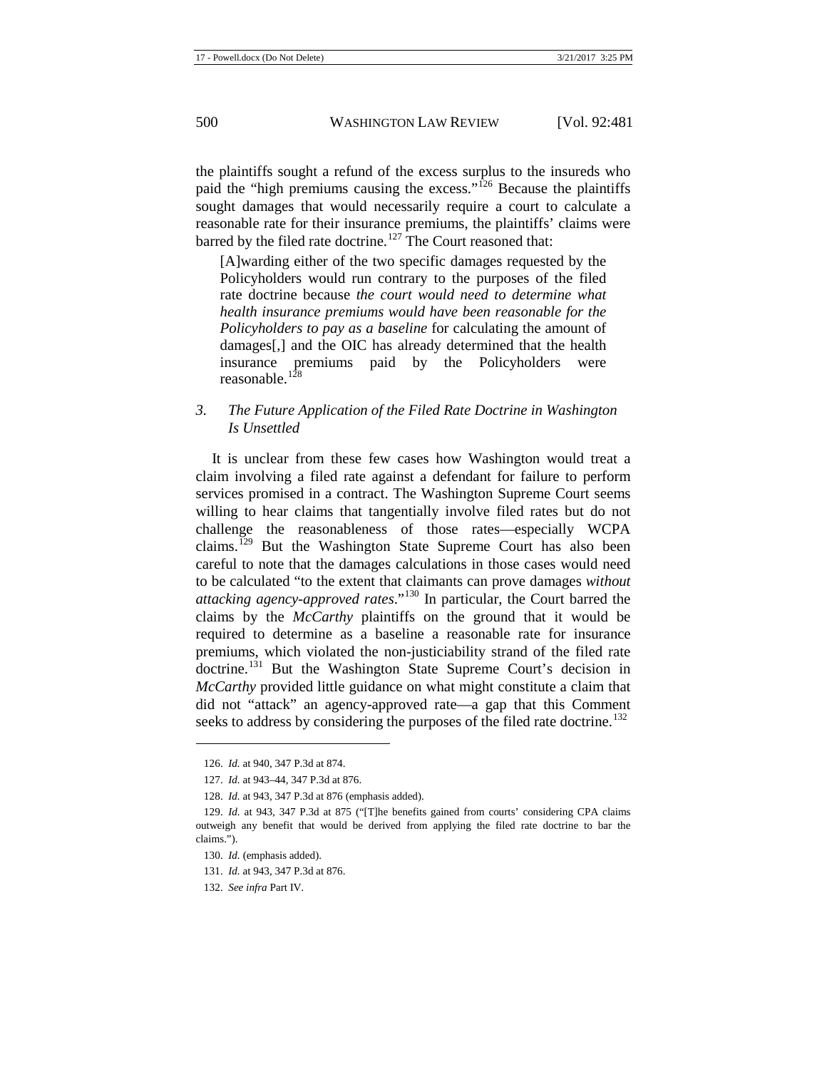the plaintiffs sought a refund of the excess surplus to the insureds who paid the "high premiums causing the excess."[126] Because the plaintiffs sought damages that would necessarily require a court to calculate a reasonable rate for their insurance premiums, the plaintiffs' claims were barred by the filed rate doctrine.[127] The Court reasoned that:

> [A]warding either of the two specific damages requested by the Policyholders would run contrary to the purposes of the filed rate doctrine because *the court would need to determine what health insurance premiums would have been reasonable for the Policyholders to pay as a baseline* for calculating the amount of damages[,] and the OIC has already determined that the health insurance premiums paid by the Policyholders were reasonable.[128]

### *3. The Future Application of the Filed Rate Doctrine in Washington Is Unsettled*

It is unclear from these few cases how Washington would treat a claim involving a filed rate against a defendant for failure to perform services promised in a contract. The Washington Supreme Court seems willing to hear claims that tangentially involve filed rates but do not challenge the reasonableness of those rates—especially WCPA claims.[129] But the Washington State Supreme Court has also been careful to note that the damages calculations in those cases would need to be calculated "to the extent that claimants can prove damages *without attacking agency-approved rates*."[130] In particular, the Court barred the claims by the *McCarthy* plaintiffs on the ground that it would be required to determine as a baseline a reasonable rate for insurance premiums, which violated the non-justiciability strand of the filed rate doctrine.[131] But the Washington State Supreme Court's decision in *McCarthy* provided little guidance on what might constitute a claim that did not "attack" an agency-approved rate—a gap that this Comment seeks to address by considering the purposes of the filed rate doctrine.[132]

---

126. *Id.* at 940, 347 P.3d at 874.

127. *Id.* at 943–44, 347 P.3d at 876.

128. *Id.* at 943, 347 P.3d at 876 (emphasis added).

129. *Id.* at 943, 347 P.3d at 875 ("[T]he benefits gained from courts' considering CPA claims outweigh any benefit that would be derived from applying the filed rate doctrine to bar the claims.").

130. *Id.* (emphasis added).

131. *Id.* at 943, 347 P.3d at 876.

132. *See infra* Part IV.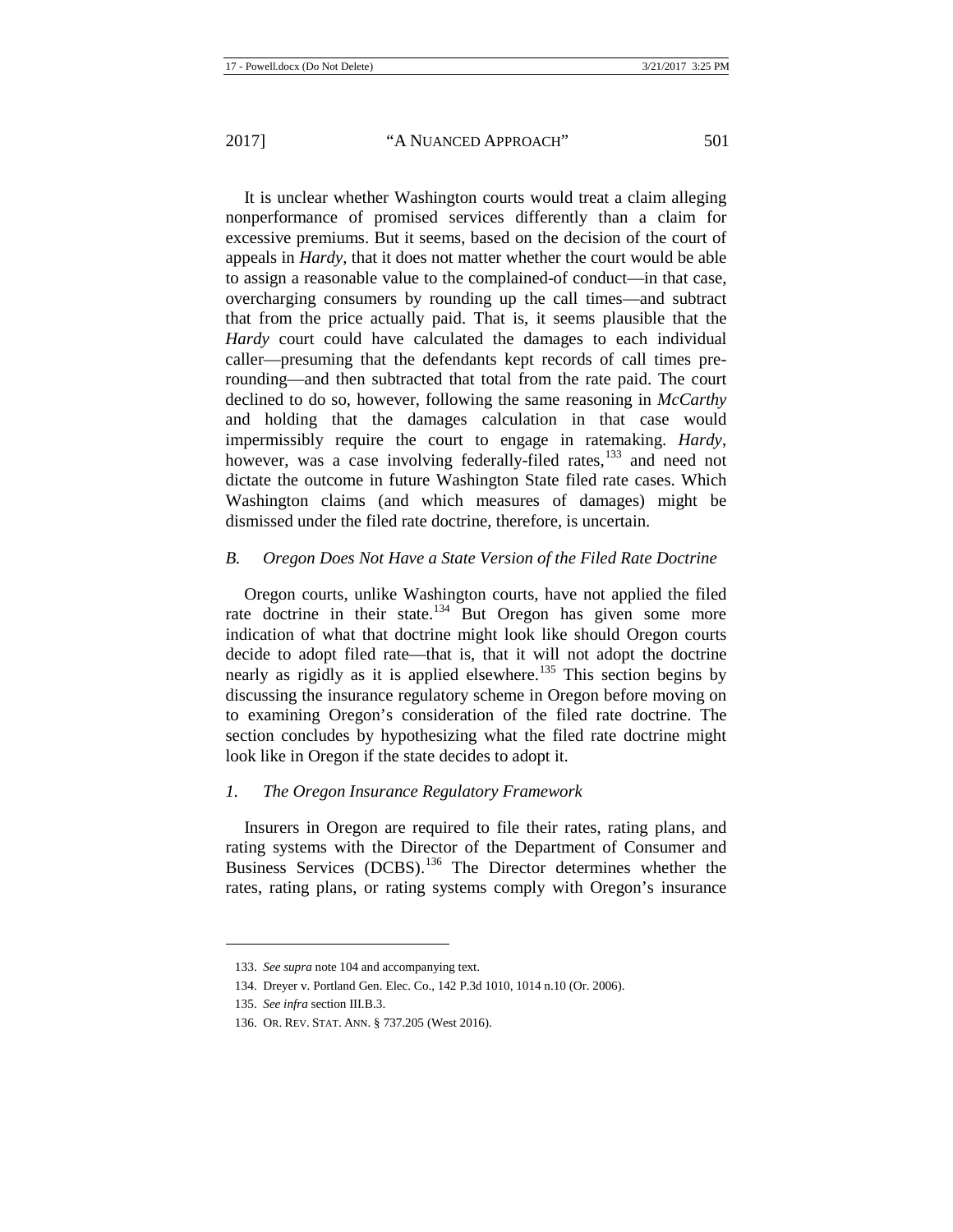It is unclear whether Washington courts would treat a claim alleging nonperformance of promised services differently than a claim for excessive premiums. But it seems, based on the decision of the court of appeals in *Hardy*, that it does not matter whether the court would be able to assign a reasonable value to the complained-of conduct—in that case, overcharging consumers by rounding up the call times—and subtract that from the price actually paid. That is, it seems plausible that the *Hardy* court could have calculated the damages to each individual caller—presuming that the defendants kept records of call times pre-rounding—and then subtracted that total from the rate paid. The court declined to do so, however, following the same reasoning in *McCarthy* and holding that the damages calculation in that case would impermissibly require the court to engage in ratemaking. *Hardy*, however, was a case involving federally-filed rates,[133] and need not dictate the outcome in future Washington State filed rate cases. Which Washington claims (and which measures of damages) might be dismissed under the filed rate doctrine, therefore, is uncertain.

### *B. Oregon Does Not Have a State Version of the Filed Rate Doctrine*

Oregon courts, unlike Washington courts, have not applied the filed rate doctrine in their state.[134] But Oregon has given some more indication of what that doctrine might look like should Oregon courts decide to adopt filed rate—that is, that it will not adopt the doctrine nearly as rigidly as it is applied elsewhere.[135] This section begins by discussing the insurance regulatory scheme in Oregon before moving on to examining Oregon's consideration of the filed rate doctrine. The section concludes by hypothesizing what the filed rate doctrine might look like in Oregon if the state decides to adopt it.

#### *1. The Oregon Insurance Regulatory Framework*

Insurers in Oregon are required to file their rates, rating plans, and rating systems with the Director of the Department of Consumer and Business Services (DCBS).[136] The Director determines whether the rates, rating plans, or rating systems comply with Oregon's insurance

---

133. *See supra* note 104 and accompanying text.

134. Dreyer v. Portland Gen. Elec. Co., 142 P.3d 1010, 1014 n.10 (Or. 2006).

135. *See infra* section III.B.3.

136. OR. REV. STAT. ANN. § 737.205 (West 2016).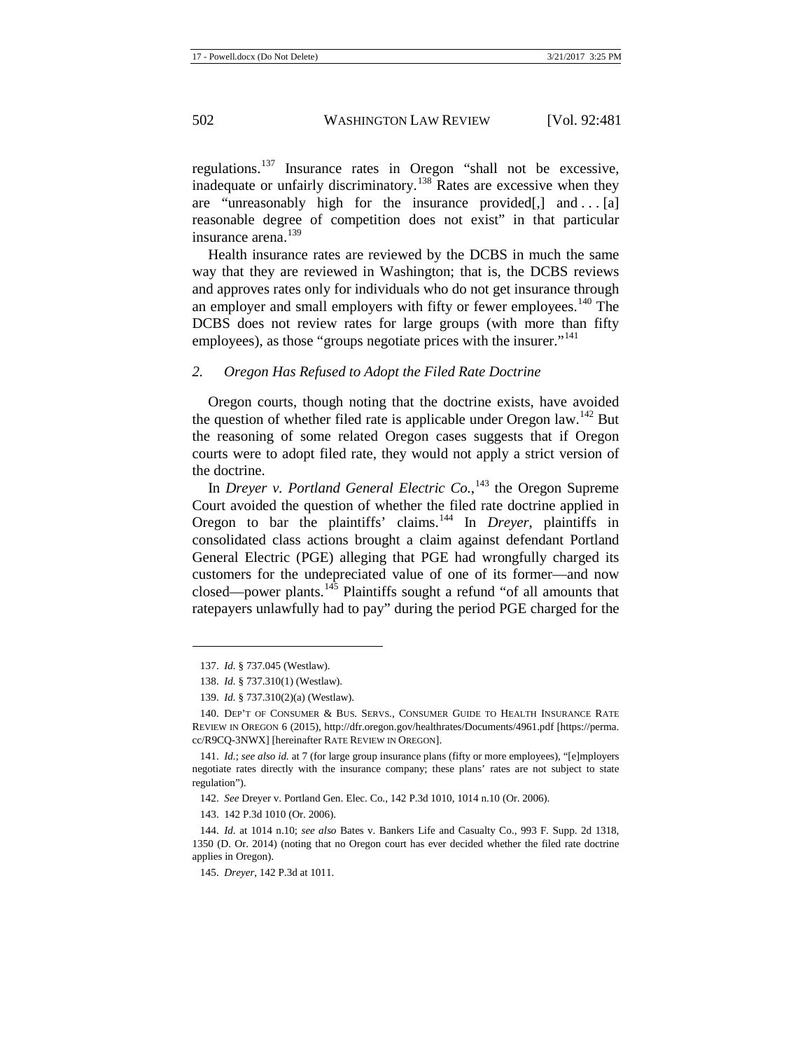regulations.[137] Insurance rates in Oregon "shall not be excessive, inadequate or unfairly discriminatory.[138] Rates are excessive when they are "unreasonably high for the insurance provided[,] and . . . [a] reasonable degree of competition does not exist" in that particular insurance arena.[139]

Health insurance rates are reviewed by the DCBS in much the same way that they are reviewed in Washington; that is, the DCBS reviews and approves rates only for individuals who do not get insurance through an employer and small employers with fifty or fewer employees.[140] The DCBS does not review rates for large groups (with more than fifty employees), as those "groups negotiate prices with the insurer."[141]

### *2. Oregon Has Refused to Adopt the Filed Rate Doctrine*

Oregon courts, though noting that the doctrine exists, have avoided the question of whether filed rate is applicable under Oregon law.[142] But the reasoning of some related Oregon cases suggests that if Oregon courts were to adopt filed rate, they would not apply a strict version of the doctrine.

In *Dreyer v. Portland General Electric Co.*,[143] the Oregon Supreme Court avoided the question of whether the filed rate doctrine applied in Oregon to bar the plaintiffs' claims.[144] In *Dreyer*, plaintiffs in consolidated class actions brought a claim against defendant Portland General Electric (PGE) alleging that PGE had wrongfully charged its customers for the undepreciated value of one of its former—and now closed—power plants.[145] Plaintiffs sought a refund "of all amounts that ratepayers unlawfully had to pay" during the period PGE charged for the

---

137. *Id.* § 737.045 (Westlaw).

138. *Id.* § 737.310(1) (Westlaw).

139. *Id.* § 737.310(2)(a) (Westlaw).

140. DEP'T OF CONSUMER & BUS. SERVS., CONSUMER GUIDE TO HEALTH INSURANCE RATE REVIEW IN OREGON 6 (2015), http://dfr.oregon.gov/healthrates/Documents/4961.pdf [https://perma.cc/R9CQ-3NWX] [hereinafter RATE REVIEW IN OREGON].

141. *Id.*; *see also id.* at 7 (for large group insurance plans (fifty or more employees), "[e]mployers negotiate rates directly with the insurance company; these plans' rates are not subject to state regulation").

142. *See* Dreyer v. Portland Gen. Elec. Co., 142 P.3d 1010, 1014 n.10 (Or. 2006).

143. 142 P.3d 1010 (Or. 2006).

144. *Id.* at 1014 n.10; *see also* Bates v. Bankers Life and Casualty Co., 993 F. Supp. 2d 1318, 1350 (D. Or. 2014) (noting that no Oregon court has ever decided whether the filed rate doctrine applies in Oregon).

145. *Dreyer*, 142 P.3d at 1011.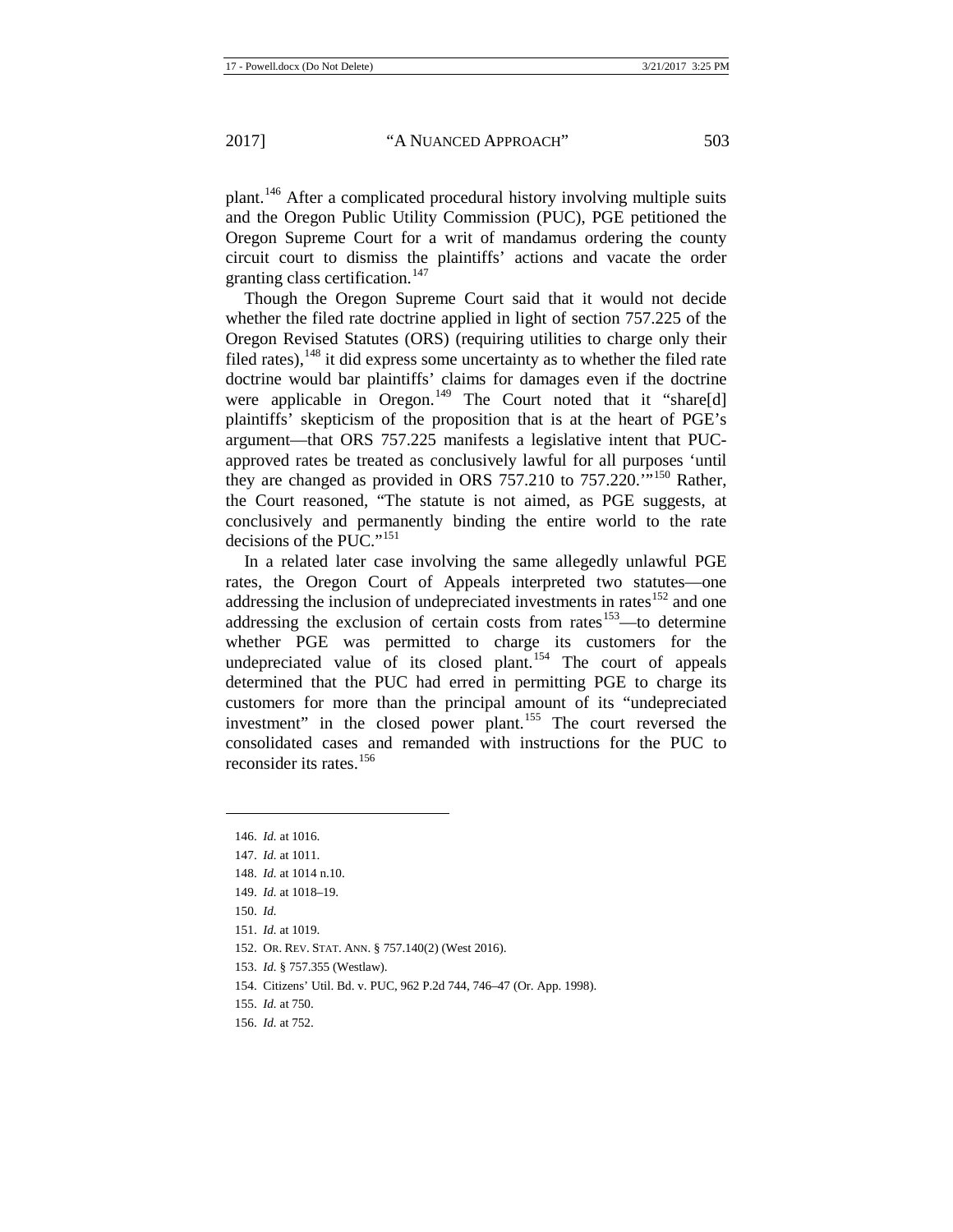plant.[146] After a complicated procedural history involving multiple suits and the Oregon Public Utility Commission (PUC), PGE petitioned the Oregon Supreme Court for a writ of mandamus ordering the county circuit court to dismiss the plaintiffs' actions and vacate the order granting class certification.[147]

Though the Oregon Supreme Court said that it would not decide whether the filed rate doctrine applied in light of section 757.225 of the Oregon Revised Statutes (ORS) (requiring utilities to charge only their filed rates),[148] it did express some uncertainty as to whether the filed rate doctrine would bar plaintiffs' claims for damages even if the doctrine were applicable in Oregon.[149] The Court noted that it "share[d] plaintiffs' skepticism of the proposition that is at the heart of PGE's argument—that ORS 757.225 manifests a legislative intent that PUC-approved rates be treated as conclusively lawful for all purposes 'until they are changed as provided in ORS 757.210 to 757.220.'"[150] Rather, the Court reasoned, "The statute is not aimed, as PGE suggests, at conclusively and permanently binding the entire world to the rate decisions of the PUC."[151]

In a related later case involving the same allegedly unlawful PGE rates, the Oregon Court of Appeals interpreted two statutes—one addressing the inclusion of undepreciated investments in rates[152] and one addressing the exclusion of certain costs from rates[153]—to determine whether PGE was permitted to charge its customers for the undepreciated value of its closed plant.[154] The court of appeals determined that the PUC had erred in permitting PGE to charge its customers for more than the principal amount of its "undepreciated investment" in the closed power plant.[155] The court reversed the consolidated cases and remanded with instructions for the PUC to reconsider its rates.[156]

---

146. *Id.* at 1016.

147. *Id.* at 1011.

148. *Id.* at 1014 n.10.

149. *Id.* at 1018–19.

150. *Id.*

151. *Id.* at 1019.

152. OR. REV. STAT. ANN. § 757.140(2) (West 2016).

153. *Id.* § 757.355 (Westlaw).

154. Citizens' Util. Bd. v. PUC, 962 P.2d 744, 746–47 (Or. App. 1998).

155. *Id.* at 750.

156. *Id.* at 752.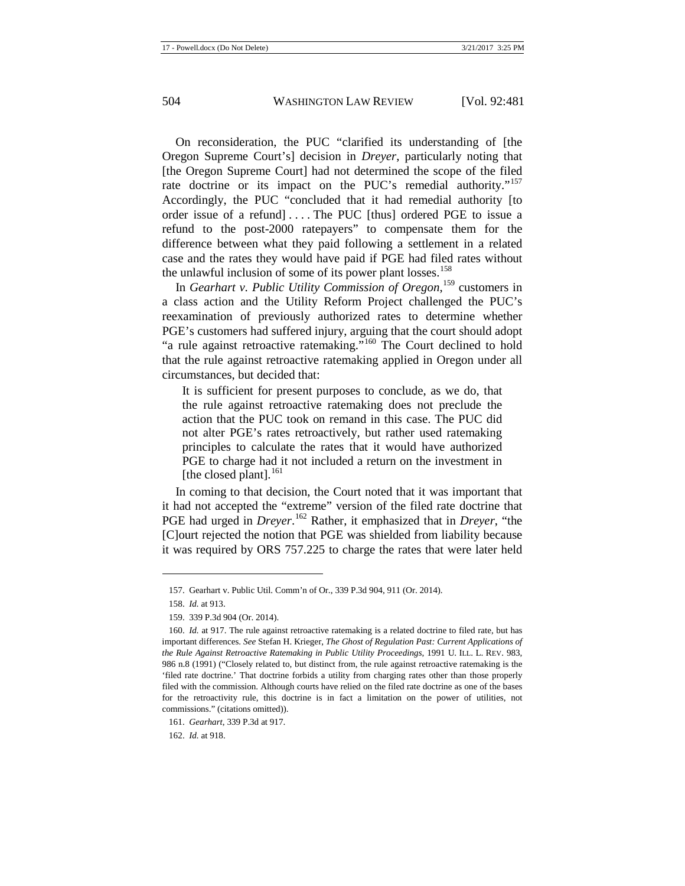On reconsideration, the PUC "clarified its understanding of [the Oregon Supreme Court's] decision in *Dreyer*, particularly noting that [the Oregon Supreme Court] had not determined the scope of the filed rate doctrine or its impact on the PUC's remedial authority."[157] Accordingly, the PUC "concluded that it had remedial authority [to order issue of a refund] . . . . The PUC [thus] ordered PGE to issue a refund to the post-2000 ratepayers" to compensate them for the difference between what they paid following a settlement in a related case and the rates they would have paid if PGE had filed rates without the unlawful inclusion of some of its power plant losses.[158]

In *Gearhart v. Public Utility Commission of Oregon*,[159] customers in a class action and the Utility Reform Project challenged the PUC's reexamination of previously authorized rates to determine whether PGE's customers had suffered injury, arguing that the court should adopt "a rule against retroactive ratemaking."[160] The Court declined to hold that the rule against retroactive ratemaking applied in Oregon under all circumstances, but decided that:

> It is sufficient for present purposes to conclude, as we do, that the rule against retroactive ratemaking does not preclude the action that the PUC took on remand in this case. The PUC did not alter PGE's rates retroactively, but rather used ratemaking principles to calculate the rates that it would have authorized PGE to charge had it not included a return on the investment in [the closed plant].[161]

In coming to that decision, the Court noted that it was important that it had not accepted the "extreme" version of the filed rate doctrine that PGE had urged in *Dreyer*.[162] Rather, it emphasized that in *Dreyer*, "the [C]ourt rejected the notion that PGE was shielded from liability because it was required by ORS 757.225 to charge the rates that were later held

---

157. Gearhart v. Public Util. Comm'n of Or., 339 P.3d 904, 911 (Or. 2014).

158. *Id.* at 913.

159. 339 P.3d 904 (Or. 2014).

160. *Id.* at 917. The rule against retroactive ratemaking is a related doctrine to filed rate, but has important differences. *See* Stefan H. Krieger, *The Ghost of Regulation Past: Current Applications of the Rule Against Retroactive Ratemaking in Public Utility Proceedings*, 1991 U. ILL. L. REV. 983, 986 n.8 (1991) ("Closely related to, but distinct from, the rule against retroactive ratemaking is the 'filed rate doctrine.' That doctrine forbids a utility from charging rates other than those properly filed with the commission. Although courts have relied on the filed rate doctrine as one of the bases for the retroactivity rule, this doctrine is in fact a limitation on the power of utilities, not commissions." (citations omitted)).

161. *Gearhart*, 339 P.3d at 917.

162. *Id.* at 918.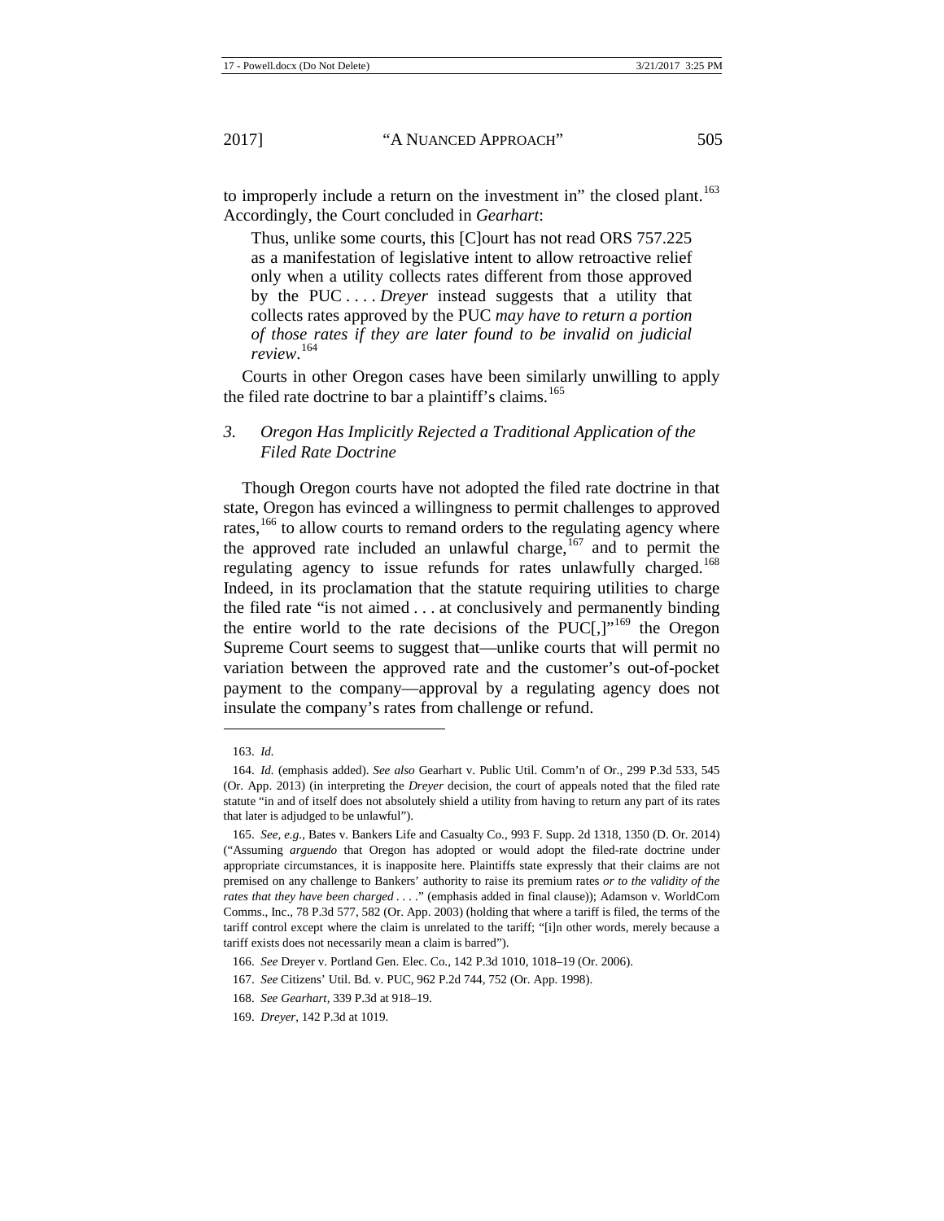to improperly include a return on the investment in" the closed plant.[163] Accordingly, the Court concluded in *Gearhart*:

> Thus, unlike some courts, this [C]ourt has not read ORS 757.225 as a manifestation of legislative intent to allow retroactive relief only when a utility collects rates different from those approved by the PUC . . . . *Dreyer* instead suggests that a utility that collects rates approved by the PUC *may have to return a portion of those rates if they are later found to be invalid on judicial review*.[164]

Courts in other Oregon cases have been similarly unwilling to apply the filed rate doctrine to bar a plaintiff's claims.[165]

### *3. Oregon Has Implicitly Rejected a Traditional Application of the Filed Rate Doctrine*

Though Oregon courts have not adopted the filed rate doctrine in that state, Oregon has evinced a willingness to permit challenges to approved rates,[166] to allow courts to remand orders to the regulating agency where the approved rate included an unlawful charge,[167] and to permit the regulating agency to issue refunds for rates unlawfully charged.[168] Indeed, in its proclamation that the statute requiring utilities to charge the filed rate "is not aimed . . . at conclusively and permanently binding the entire world to the rate decisions of the PUC[,]"[169] the Oregon Supreme Court seems to suggest that—unlike courts that will permit no variation between the approved rate and the customer's out-of-pocket payment to the company—approval by a regulating agency does not insulate the company's rates from challenge or refund.

---

163. *Id.*

164. *Id.* (emphasis added). *See also* Gearhart v. Public Util. Comm'n of Or., 299 P.3d 533, 545 (Or. App. 2013) (in interpreting the *Dreyer* decision, the court of appeals noted that the filed rate statute "in and of itself does not absolutely shield a utility from having to return any part of its rates that later is adjudged to be unlawful").

165. *See, e.g.*, Bates v. Bankers Life and Casualty Co., 993 F. Supp. 2d 1318, 1350 (D. Or. 2014) ("Assuming *arguendo* that Oregon has adopted or would adopt the filed-rate doctrine under appropriate circumstances, it is inapposite here. Plaintiffs state expressly that their claims are not premised on any challenge to Bankers' authority to raise its premium rates *or to the validity of the rates that they have been charged* . . . ." (emphasis added in final clause)); Adamson v. WorldCom Comms., Inc., 78 P.3d 577, 582 (Or. App. 2003) (holding that where a tariff is filed, the terms of the tariff control except where the claim is unrelated to the tariff; "[i]n other words, merely because a tariff exists does not necessarily mean a claim is barred").

166. *See* Dreyer v. Portland Gen. Elec. Co., 142 P.3d 1010, 1018–19 (Or. 2006).

167. *See* Citizens' Util. Bd. v. PUC, 962 P.2d 744, 752 (Or. App. 1998).

168. *See Gearhart*, 339 P.3d at 918–19.

169. *Dreyer*, 142 P.3d at 1019.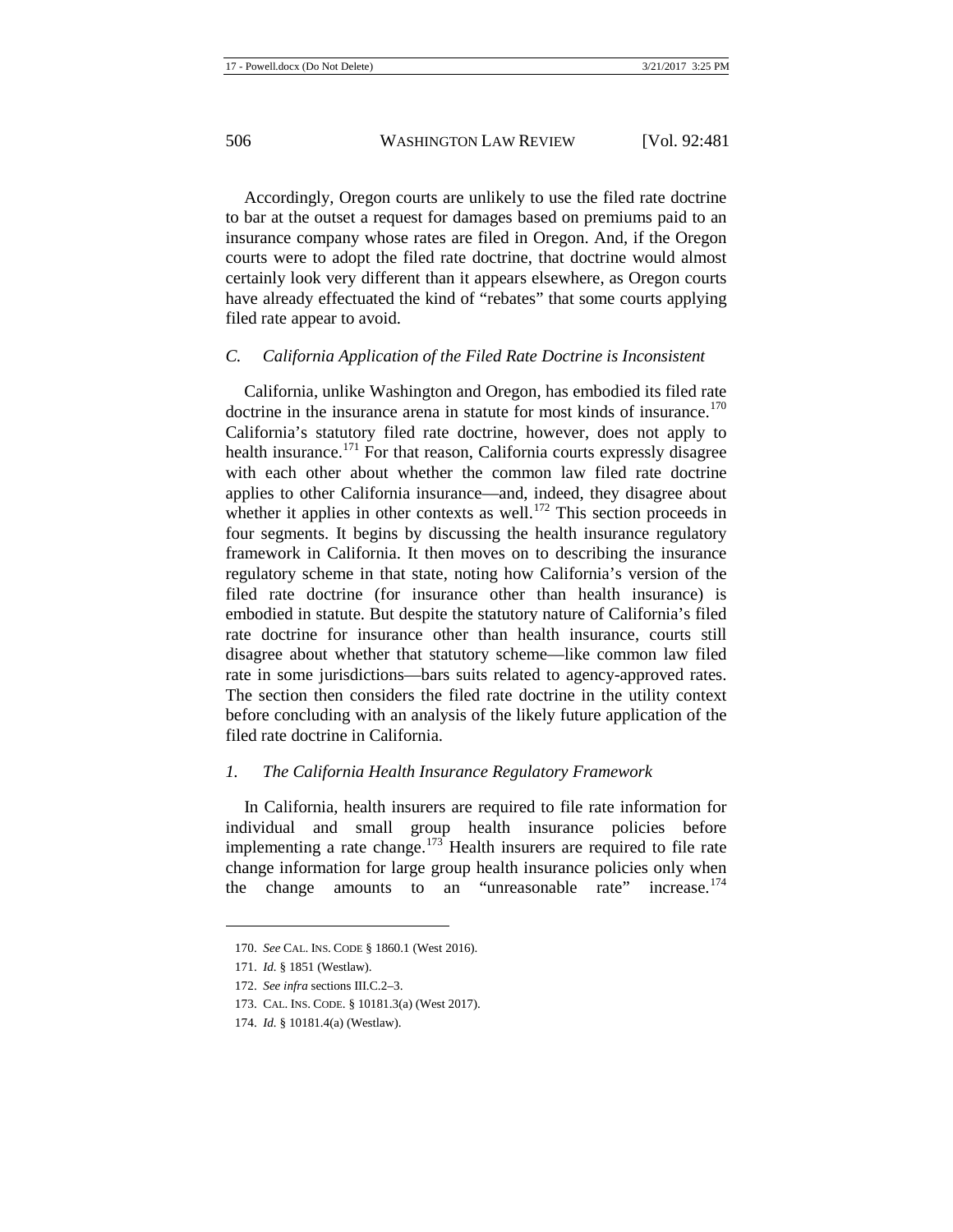Accordingly, Oregon courts are unlikely to use the filed rate doctrine to bar at the outset a request for damages based on premiums paid to an insurance company whose rates are filed in Oregon. And, if the Oregon courts were to adopt the filed rate doctrine, that doctrine would almost certainly look very different than it appears elsewhere, as Oregon courts have already effectuated the kind of "rebates" that some courts applying filed rate appear to avoid.

### *C. California Application of the Filed Rate Doctrine is Inconsistent*

California, unlike Washington and Oregon, has embodied its filed rate doctrine in the insurance arena in statute for most kinds of insurance.[170] California's statutory filed rate doctrine, however, does not apply to health insurance.[171] For that reason, California courts expressly disagree with each other about whether the common law filed rate doctrine applies to other California insurance—and, indeed, they disagree about whether it applies in other contexts as well.[172] This section proceeds in four segments. It begins by discussing the health insurance regulatory framework in California. It then moves on to describing the insurance regulatory scheme in that state, noting how California's version of the filed rate doctrine (for insurance other than health insurance) is embodied in statute. But despite the statutory nature of California's filed rate doctrine for insurance other than health insurance, courts still disagree about whether that statutory scheme—like common law filed rate in some jurisdictions—bars suits related to agency-approved rates. The section then considers the filed rate doctrine in the utility context before concluding with an analysis of the likely future application of the filed rate doctrine in California.

#### *1. The California Health Insurance Regulatory Framework*

In California, health insurers are required to file rate information for individual and small group health insurance policies before implementing a rate change.[173] Health insurers are required to file rate change information for large group health insurance policies only when the change amounts to an "unreasonable rate" increase.[174]

---

170. *See* CAL. INS. CODE § 1860.1 (West 2016).

171. *Id.* § 1851 (Westlaw).

172. *See infra* sections III.C.2–3.

173. CAL. INS. CODE. § 10181.3(a) (West 2017).

174. *Id.* § 10181.4(a) (Westlaw).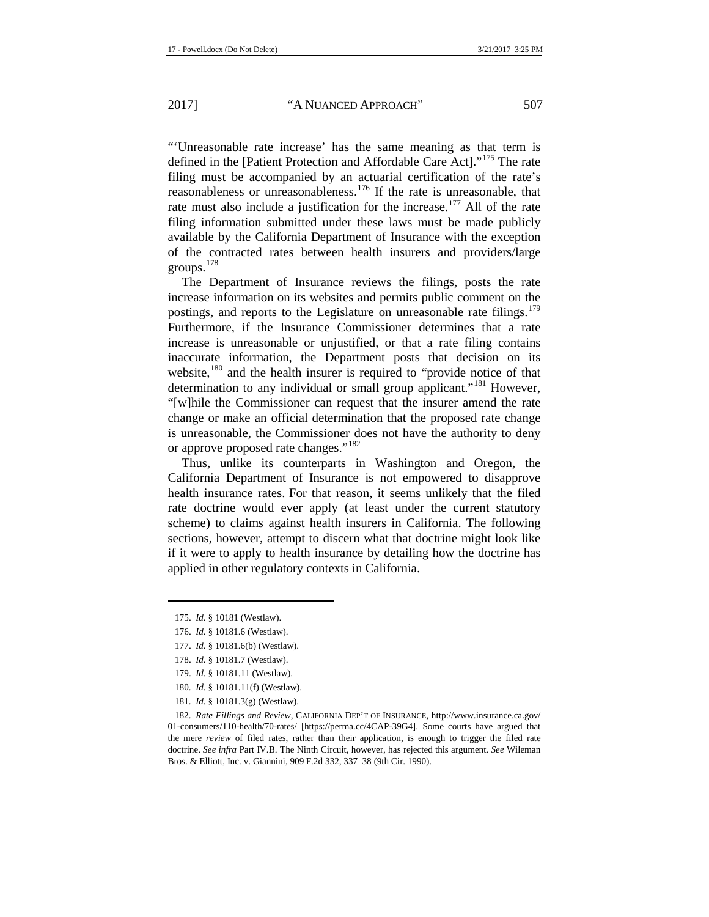"'Unreasonable rate increase' has the same meaning as that term is defined in the [Patient Protection and Affordable Care Act]."[175] The rate filing must be accompanied by an actuarial certification of the rate's reasonableness or unreasonableness.[176] If the rate is unreasonable, that rate must also include a justification for the increase.[177] All of the rate filing information submitted under these laws must be made publicly available by the California Department of Insurance with the exception of the contracted rates between health insurers and providers/large groups.[178]

The Department of Insurance reviews the filings, posts the rate increase information on its websites and permits public comment on the postings, and reports to the Legislature on unreasonable rate filings.[179] Furthermore, if the Insurance Commissioner determines that a rate increase is unreasonable or unjustified, or that a rate filing contains inaccurate information, the Department posts that decision on its website,[180] and the health insurer is required to "provide notice of that determination to any individual or small group applicant."[181] However, "[w]hile the Commissioner can request that the insurer amend the rate change or make an official determination that the proposed rate change is unreasonable, the Commissioner does not have the authority to deny or approve proposed rate changes."[182]

Thus, unlike its counterparts in Washington and Oregon, the California Department of Insurance is not empowered to disapprove health insurance rates. For that reason, it seems unlikely that the filed rate doctrine would ever apply (at least under the current statutory scheme) to claims against health insurers in California. The following sections, however, attempt to discern what that doctrine might look like if it were to apply to health insurance by detailing how the doctrine has applied in other regulatory contexts in California.

---

175. *Id.* § 10181 (Westlaw).

176. *Id.* § 10181.6 (Westlaw).

177. *Id.* § 10181.6(b) (Westlaw).

178. *Id.* § 10181.7 (Westlaw).

179. *Id.* § 10181.11 (Westlaw).

180. *Id.* § 10181.11(f) (Westlaw).

181. *Id.* § 10181.3(g) (Westlaw).

182. *Rate Fillings and Review*, CALIFORNIA DEP'T OF INSURANCE, http://www.insurance.ca.gov/01-consumers/110-health/70-rates/ [https://perma.cc/4CAP-39G4]. Some courts have argued that the mere *review* of filed rates, rather than their application, is enough to trigger the filed rate doctrine. *See infra* Part IV.B. The Ninth Circuit, however, has rejected this argument. *See* Wileman Bros. & Elliott, Inc. v. Giannini, 909 F.2d 332, 337–38 (9th Cir. 1990).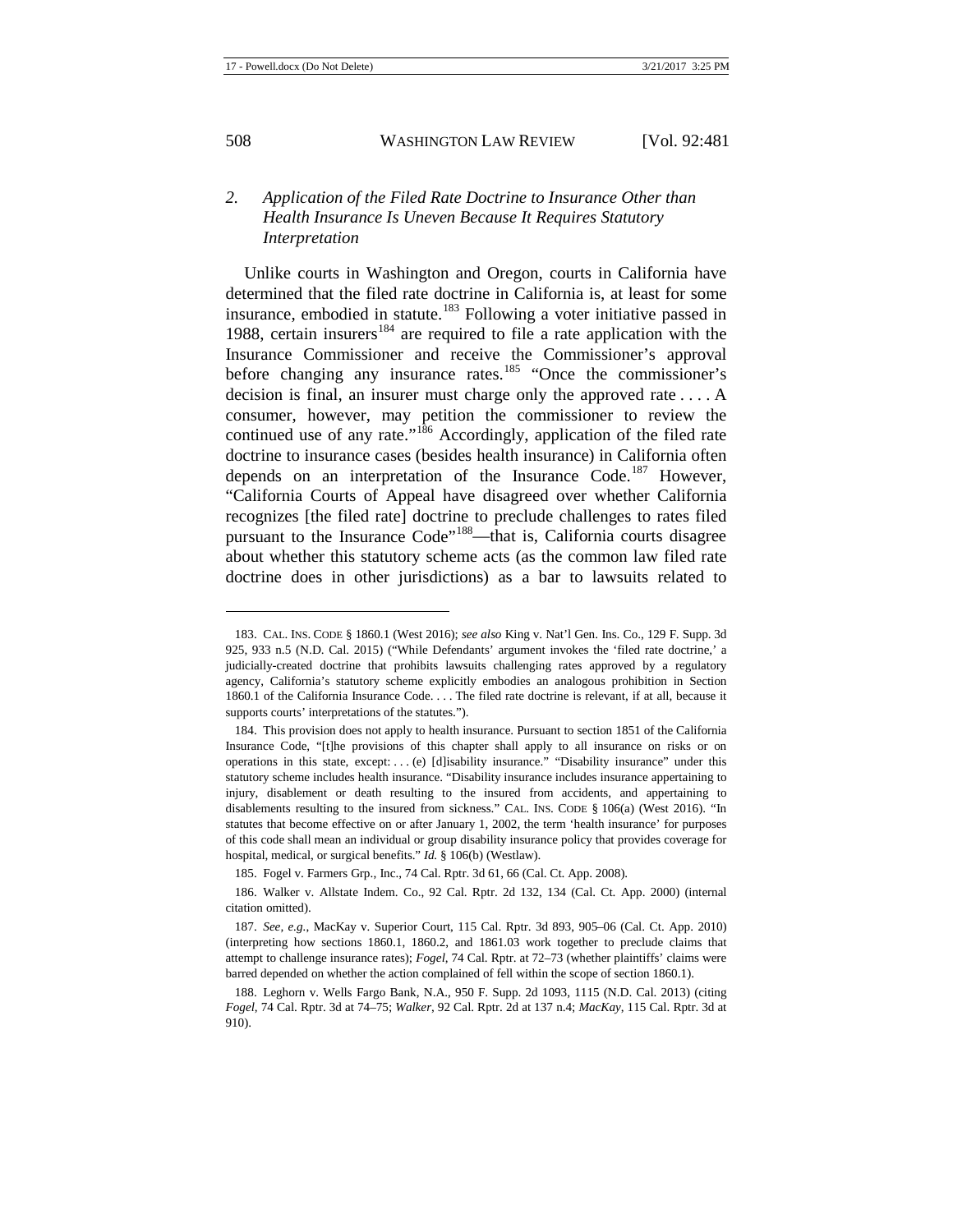### 2. *Application of the Filed Rate Doctrine to Insurance Other than Health Insurance Is Uneven Because It Requires Statutory Interpretation*

Unlike courts in Washington and Oregon, courts in California have determined that the filed rate doctrine in California is, at least for some insurance, embodied in statute.[183] Following a voter initiative passed in 1988, certain insurers[184] are required to file a rate application with the Insurance Commissioner and receive the Commissioner's approval before changing any insurance rates.[185] "Once the commissioner's decision is final, an insurer must charge only the approved rate . . . . A consumer, however, may petition the commissioner to review the continued use of any rate."[186] Accordingly, application of the filed rate doctrine to insurance cases (besides health insurance) in California often depends on an interpretation of the Insurance Code.[187] However, "California Courts of Appeal have disagreed over whether California recognizes [the filed rate] doctrine to preclude challenges to rates filed pursuant to the Insurance Code"[188]—that is, California courts disagree about whether this statutory scheme acts (as the common law filed rate doctrine does in other jurisdictions) as a bar to lawsuits related to

---

183. CAL. INS. CODE § 1860.1 (West 2016); *see also* King v. Nat'l Gen. Ins. Co., 129 F. Supp. 3d 925, 933 n.5 (N.D. Cal. 2015) ("While Defendants' argument invokes the 'filed rate doctrine,' a judicially-created doctrine that prohibits lawsuits challenging rates approved by a regulatory agency, California's statutory scheme explicitly embodies an analogous prohibition in Section 1860.1 of the California Insurance Code. . . . The filed rate doctrine is relevant, if at all, because it supports courts' interpretations of the statutes.").

184. This provision does not apply to health insurance. Pursuant to section 1851 of the California Insurance Code, "[t]he provisions of this chapter shall apply to all insurance on risks or on operations in this state, except: . . . (e) [d]isability insurance." "Disability insurance" under this statutory scheme includes health insurance. "Disability insurance includes insurance appertaining to injury, disablement or death resulting to the insured from accidents, and appertaining to disablements resulting to the insured from sickness." CAL. INS. CODE § 106(a) (West 2016). "In statutes that become effective on or after January 1, 2002, the term 'health insurance' for purposes of this code shall mean an individual or group disability insurance policy that provides coverage for hospital, medical, or surgical benefits." *Id.* § 106(b) (Westlaw).

185. Fogel v. Farmers Grp., Inc., 74 Cal. Rptr. 3d 61, 66 (Cal. Ct. App. 2008).

186. Walker v. Allstate Indem. Co., 92 Cal. Rptr. 2d 132, 134 (Cal. Ct. App. 2000) (internal citation omitted).

187. *See, e.g.*, MacKay v. Superior Court, 115 Cal. Rptr. 3d 893, 905–06 (Cal. Ct. App. 2010) (interpreting how sections 1860.1, 1860.2, and 1861.03 work together to preclude claims that attempt to challenge insurance rates); *Fogel*, 74 Cal. Rptr. at 72–73 (whether plaintiffs' claims were barred depended on whether the action complained of fell within the scope of section 1860.1).

188. Leghorn v. Wells Fargo Bank, N.A., 950 F. Supp. 2d 1093, 1115 (N.D. Cal. 2013) (citing *Fogel*, 74 Cal. Rptr. 3d at 74–75; *Walker*, 92 Cal. Rptr. 2d at 137 n.4; *MacKay*, 115 Cal. Rptr. 3d at 910).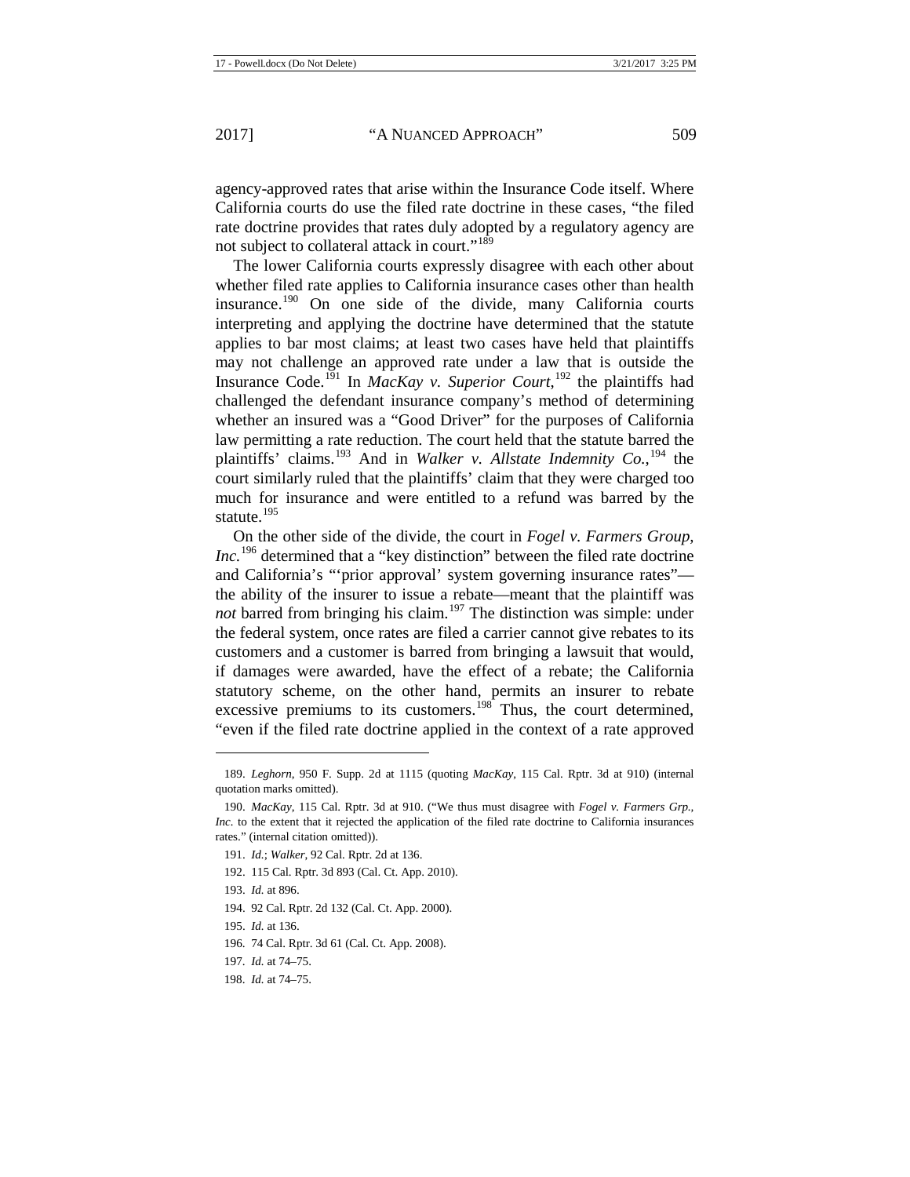agency-approved rates that arise within the Insurance Code itself. Where California courts do use the filed rate doctrine in these cases, "the filed rate doctrine provides that rates duly adopted by a regulatory agency are not subject to collateral attack in court."[189]

The lower California courts expressly disagree with each other about whether filed rate applies to California insurance cases other than health insurance.[190] On one side of the divide, many California courts interpreting and applying the doctrine have determined that the statute applies to bar most claims; at least two cases have held that plaintiffs may not challenge an approved rate under a law that is outside the Insurance Code.[191] In *MacKay v. Superior Court*,[192] the plaintiffs had challenged the defendant insurance company's method of determining whether an insured was a "Good Driver" for the purposes of California law permitting a rate reduction. The court held that the statute barred the plaintiffs' claims.[193] And in *Walker v. Allstate Indemnity Co.*,[194] the court similarly ruled that the plaintiffs' claim that they were charged too much for insurance and were entitled to a refund was barred by the statute.[195]

On the other side of the divide, the court in *Fogel v. Farmers Group, Inc.*[196] determined that a "key distinction" between the filed rate doctrine and California's "'prior approval' system governing insurance rates"—the ability of the insurer to issue a rebate—meant that the plaintiff was *not* barred from bringing his claim.[197] The distinction was simple: under the federal system, once rates are filed a carrier cannot give rebates to its customers and a customer is barred from bringing a lawsuit that would, if damages were awarded, have the effect of a rebate; the California statutory scheme, on the other hand, permits an insurer to rebate excessive premiums to its customers.[198] Thus, the court determined, "even if the filed rate doctrine applied in the context of a rate approved

---

189. *Leghorn*, 950 F. Supp. 2d at 1115 (quoting *MacKay*, 115 Cal. Rptr. 3d at 910) (internal quotation marks omitted).

190. *MacKay*, 115 Cal. Rptr. 3d at 910. ("We thus must disagree with *Fogel v. Farmers Grp., Inc.* to the extent that it rejected the application of the filed rate doctrine to California insurances rates." (internal citation omitted)).

191. *Id.*; *Walker*, 92 Cal. Rptr. 2d at 136.

192. 115 Cal. Rptr. 3d 893 (Cal. Ct. App. 2010).

193. *Id.* at 896.

194. 92 Cal. Rptr. 2d 132 (Cal. Ct. App. 2000).

195. *Id.* at 136.

196. 74 Cal. Rptr. 3d 61 (Cal. Ct. App. 2008).

197. *Id.* at 74–75.

198. *Id.* at 74–75.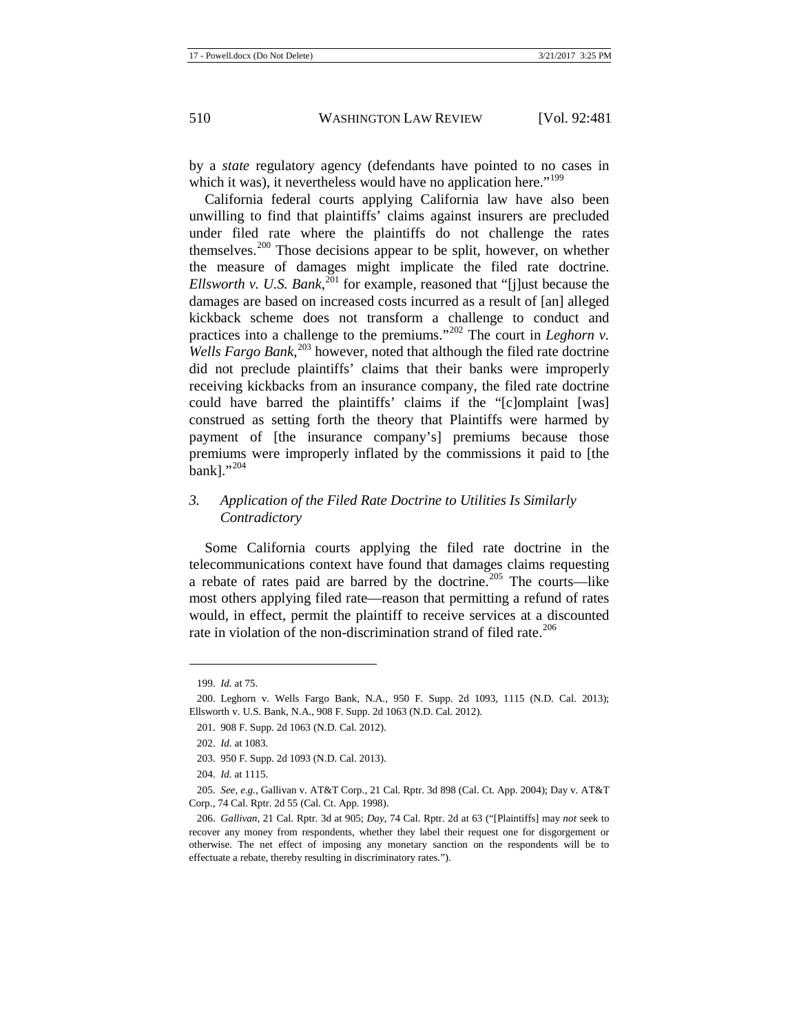by a *state* regulatory agency (defendants have pointed to no cases in which it was), it nevertheless would have no application here."[199]

California federal courts applying California law have also been unwilling to find that plaintiffs' claims against insurers are precluded under filed rate where the plaintiffs do not challenge the rates themselves.[200] Those decisions appear to be split, however, on whether the measure of damages might implicate the filed rate doctrine. *Ellsworth v. U.S. Bank*,[201] for example, reasoned that "[j]ust because the damages are based on increased costs incurred as a result of [an] alleged kickback scheme does not transform a challenge to conduct and practices into a challenge to the premiums."[202] The court in *Leghorn v. Wells Fargo Bank*,[203] however, noted that although the filed rate doctrine did not preclude plaintiffs' claims that their banks were improperly receiving kickbacks from an insurance company, the filed rate doctrine could have barred the plaintiffs' claims if the "[c]omplaint [was] construed as setting forth the theory that Plaintiffs were harmed by payment of [the insurance company's] premiums because those premiums were improperly inflated by the commissions it paid to [the bank]."[204]

### *3. Application of the Filed Rate Doctrine to Utilities Is Similarly Contradictory*

Some California courts applying the filed rate doctrine in the telecommunications context have found that damages claims requesting a rebate of rates paid are barred by the doctrine.[205] The courts—like most others applying filed rate—reason that permitting a refund of rates would, in effect, permit the plaintiff to receive services at a discounted rate in violation of the non-discrimination strand of filed rate.[206]

---

199. *Id.* at 75.

200. Leghorn v. Wells Fargo Bank, N.A., 950 F. Supp. 2d 1093, 1115 (N.D. Cal. 2013); Ellsworth v. U.S. Bank, N.A., 908 F. Supp. 2d 1063 (N.D. Cal. 2012).

201. 908 F. Supp. 2d 1063 (N.D. Cal. 2012).

202. *Id.* at 1083.

203. 950 F. Supp. 2d 1093 (N.D. Cal. 2013).

204. *Id.* at 1115.

205. *See, e.g.*, Gallivan v. AT&T Corp., 21 Cal. Rptr. 3d 898 (Cal. Ct. App. 2004); Day v. AT&T Corp., 74 Cal. Rptr. 2d 55 (Cal. Ct. App. 1998).

206. *Gallivan*, 21 Cal. Rptr. 3d at 905; *Day*, 74 Cal. Rptr. 2d at 63 ("[Plaintiffs] may *not* seek to recover any money from respondents, whether they label their request one for disgorgement or otherwise. The net effect of imposing any monetary sanction on the respondents will be to effectuate a rebate, thereby resulting in discriminatory rates.").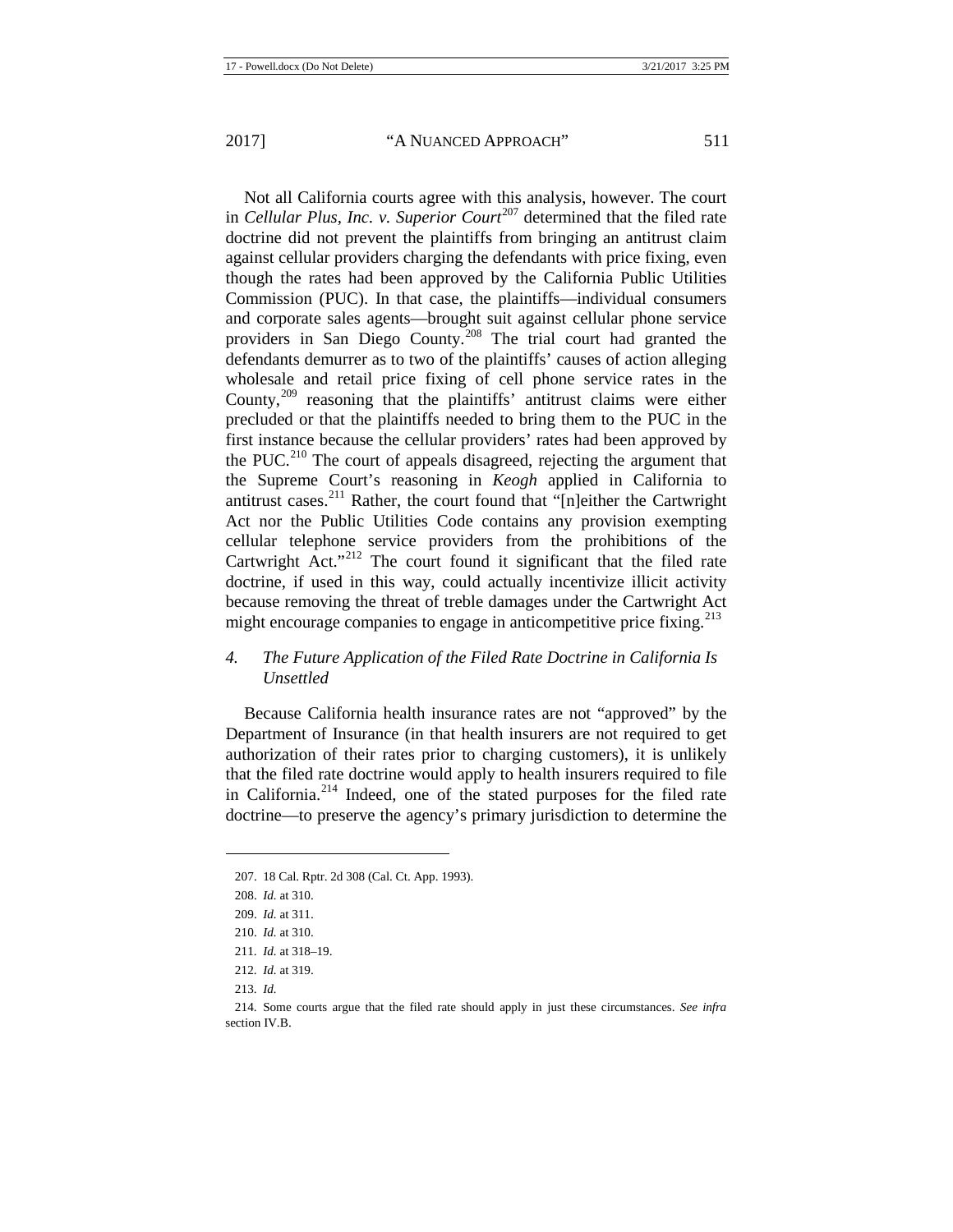Not all California courts agree with this analysis, however. The court in *Cellular Plus, Inc. v. Superior Court*[207] determined that the filed rate doctrine did not prevent the plaintiffs from bringing an antitrust claim against cellular providers charging the defendants with price fixing, even though the rates had been approved by the California Public Utilities Commission (PUC). In that case, the plaintiffs—individual consumers and corporate sales agents—brought suit against cellular phone service providers in San Diego County.[208] The trial court had granted the defendants demurrer as to two of the plaintiffs' causes of action alleging wholesale and retail price fixing of cell phone service rates in the County,[209] reasoning that the plaintiffs' antitrust claims were either precluded or that the plaintiffs needed to bring them to the PUC in the first instance because the cellular providers' rates had been approved by the PUC.[210] The court of appeals disagreed, rejecting the argument that the Supreme Court's reasoning in *Keogh* applied in California to antitrust cases.[211] Rather, the court found that "[n]either the Cartwright Act nor the Public Utilities Code contains any provision exempting cellular telephone service providers from the prohibitions of the Cartwright Act."[212] The court found it significant that the filed rate doctrine, if used in this way, could actually incentivize illicit activity because removing the threat of treble damages under the Cartwright Act might encourage companies to engage in anticompetitive price fixing.[213]

### *4. The Future Application of the Filed Rate Doctrine in California Is Unsettled*

Because California health insurance rates are not "approved" by the Department of Insurance (in that health insurers are not required to get authorization of their rates prior to charging customers), it is unlikely that the filed rate doctrine would apply to health insurers required to file in California.[214] Indeed, one of the stated purposes for the filed rate doctrine—to preserve the agency's primary jurisdiction to determine the

---

207. 18 Cal. Rptr. 2d 308 (Cal. Ct. App. 1993).

208. *Id.* at 310.

209. *Id.* at 311.

210. *Id.* at 310.

211. *Id.* at 318–19.

212. *Id.* at 319.

213. *Id.*

214. Some courts argue that the filed rate should apply in just these circumstances. *See infra* section IV.B.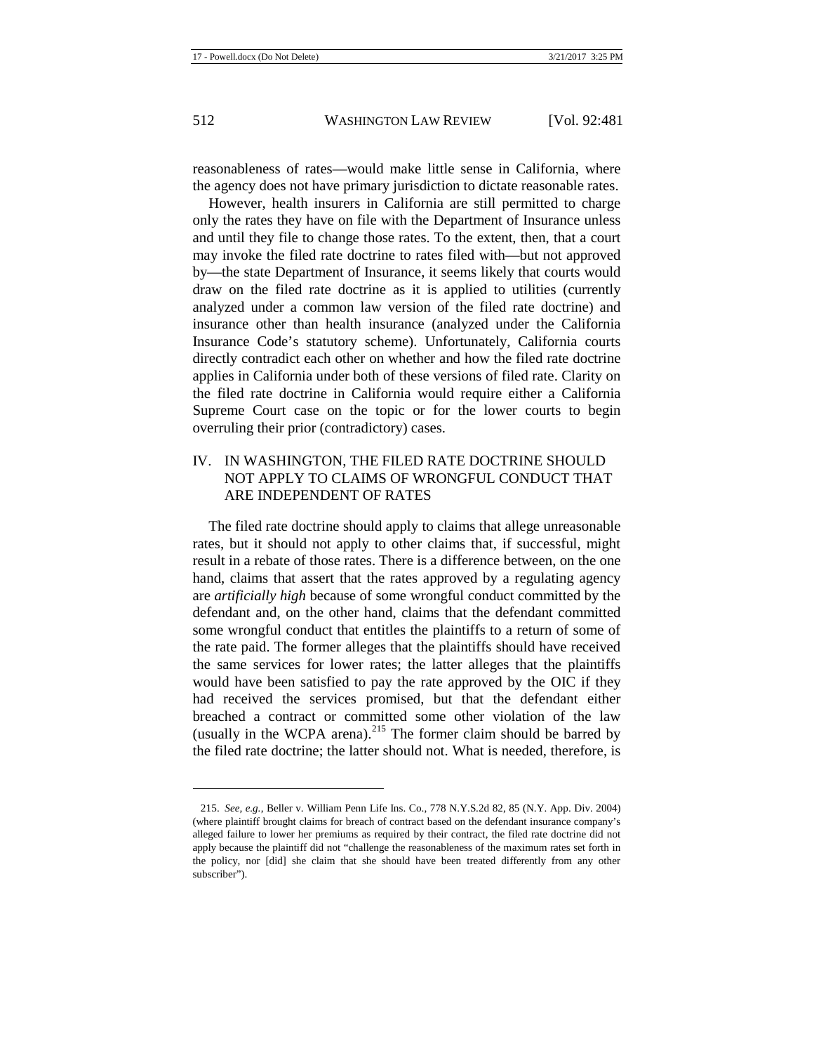reasonableness of rates—would make little sense in California, where the agency does not have primary jurisdiction to dictate reasonable rates.

However, health insurers in California are still permitted to charge only the rates they have on file with the Department of Insurance unless and until they file to change those rates. To the extent, then, that a court may invoke the filed rate doctrine to rates filed with—but not approved by—the state Department of Insurance, it seems likely that courts would draw on the filed rate doctrine as it is applied to utilities (currently analyzed under a common law version of the filed rate doctrine) and insurance other than health insurance (analyzed under the California Insurance Code's statutory scheme). Unfortunately, California courts directly contradict each other on whether and how the filed rate doctrine applies in California under both of these versions of filed rate. Clarity on the filed rate doctrine in California would require either a California Supreme Court case on the topic or for the lower courts to begin overruling their prior (contradictory) cases.

## IV. IN WASHINGTON, THE FILED RATE DOCTRINE SHOULD NOT APPLY TO CLAIMS OF WRONGFUL CONDUCT THAT ARE INDEPENDENT OF RATES

The filed rate doctrine should apply to claims that allege unreasonable rates, but it should not apply to other claims that, if successful, might result in a rebate of those rates. There is a difference between, on the one hand, claims that assert that the rates approved by a regulating agency are *artificially high* because of some wrongful conduct committed by the defendant and, on the other hand, claims that the defendant committed some wrongful conduct that entitles the plaintiffs to a return of some of the rate paid. The former alleges that the plaintiffs should have received the same services for lower rates; the latter alleges that the plaintiffs would have been satisfied to pay the rate approved by the OIC if they had received the services promised, but that the defendant either breached a contract or committed some other violation of the law (usually in the WCPA arena).[215] The former claim should be barred by the filed rate doctrine; the latter should not. What is needed, therefore, is

---

215. *See, e.g.*, Beller v. William Penn Life Ins. Co., 778 N.Y.S.2d 82, 85 (N.Y. App. Div. 2004) (where plaintiff brought claims for breach of contract based on the defendant insurance company's alleged failure to lower her premiums as required by their contract, the filed rate doctrine did not apply because the plaintiff did not "challenge the reasonableness of the maximum rates set forth in the policy, nor [did] she claim that she should have been treated differently from any other subscriber").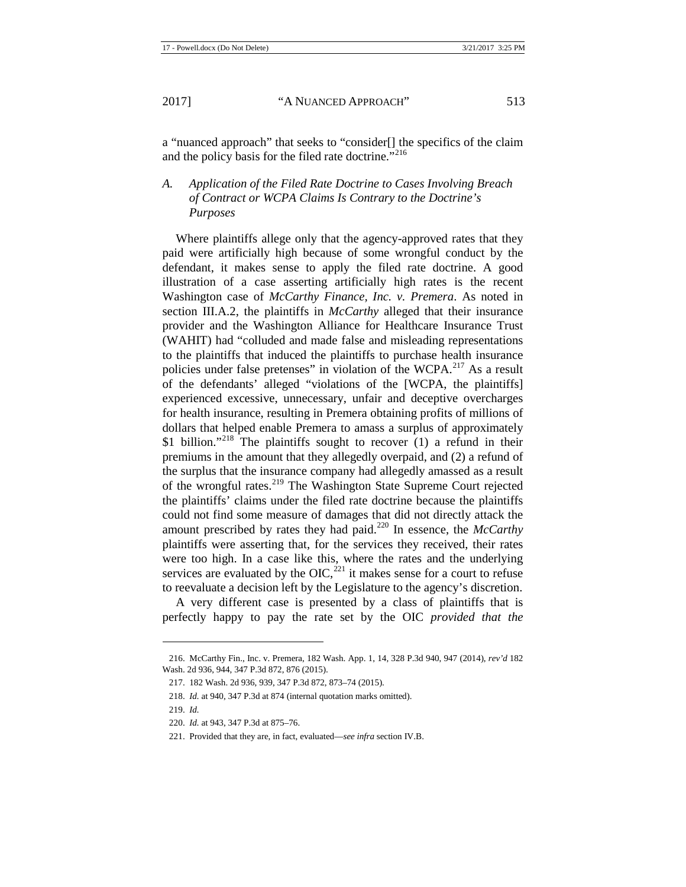a "nuanced approach" that seeks to "consider[] the specifics of the claim and the policy basis for the filed rate doctrine."[216]

### *A. Application of the Filed Rate Doctrine to Cases Involving Breach of Contract or WCPA Claims Is Contrary to the Doctrine's Purposes*

Where plaintiffs allege only that the agency-approved rates that they paid were artificially high because of some wrongful conduct by the defendant, it makes sense to apply the filed rate doctrine. A good illustration of a case asserting artificially high rates is the recent Washington case of *McCarthy Finance, Inc. v. Premera*. As noted in section III.A.2, the plaintiffs in *McCarthy* alleged that their insurance provider and the Washington Alliance for Healthcare Insurance Trust (WAHIT) had "colluded and made false and misleading representations to the plaintiffs that induced the plaintiffs to purchase health insurance policies under false pretenses" in violation of the WCPA.[217] As a result of the defendants' alleged "violations of the [WCPA, the plaintiffs] experienced excessive, unnecessary, unfair and deceptive overcharges for health insurance, resulting in Premera obtaining profits of millions of dollars that helped enable Premera to amass a surplus of approximately \$1 billion."[218] The plaintiffs sought to recover (1) a refund in their premiums in the amount that they allegedly overpaid, and (2) a refund of the surplus that the insurance company had allegedly amassed as a result of the wrongful rates.[219] The Washington State Supreme Court rejected the plaintiffs' claims under the filed rate doctrine because the plaintiffs could not find some measure of damages that did not directly attack the amount prescribed by rates they had paid.[220] In essence, the *McCarthy* plaintiffs were asserting that, for the services they received, their rates were too high. In a case like this, where the rates and the underlying services are evaluated by the OIC,[221] it makes sense for a court to refuse to reevaluate a decision left by the Legislature to the agency's discretion.

A very different case is presented by a class of plaintiffs that is perfectly happy to pay the rate set by the OIC *provided that the*

---

216. McCarthy Fin., Inc. v. Premera, 182 Wash. App. 1, 14, 328 P.3d 940, 947 (2014), *rev'd* 182 Wash. 2d 936, 944, 347 P.3d 872, 876 (2015).

217. 182 Wash. 2d 936, 939, 347 P.3d 872, 873–74 (2015).

218. *Id.* at 940, 347 P.3d at 874 (internal quotation marks omitted).

219. *Id.*

220. *Id.* at 943, 347 P.3d at 875–76.

221. Provided that they are, in fact, evaluated—*see infra* section IV.B.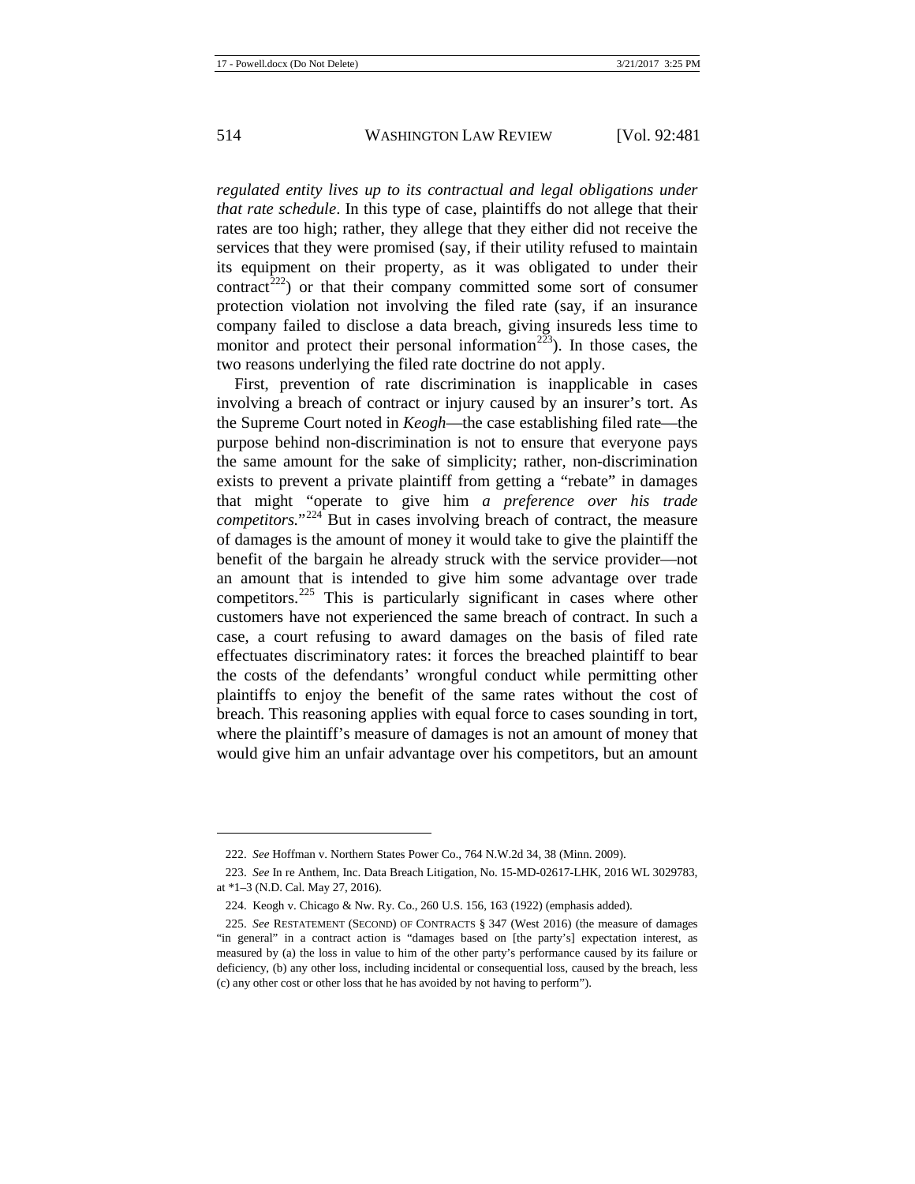*regulated entity lives up to its contractual and legal obligations under that rate schedule*. In this type of case, plaintiffs do not allege that their rates are too high; rather, they allege that they either did not receive the services that they were promised (say, if their utility refused to maintain its equipment on their property, as it was obligated to under their contract[222]) or that their company committed some sort of consumer protection violation not involving the filed rate (say, if an insurance company failed to disclose a data breach, giving insureds less time to monitor and protect their personal information[223]). In those cases, the two reasons underlying the filed rate doctrine do not apply.

First, prevention of rate discrimination is inapplicable in cases involving a breach of contract or injury caused by an insurer's tort. As the Supreme Court noted in *Keogh*—the case establishing filed rate—the purpose behind non-discrimination is not to ensure that everyone pays the same amount for the sake of simplicity; rather, non-discrimination exists to prevent a private plaintiff from getting a "rebate" in damages that might "operate to give him *a preference over his trade competitors*."[224] But in cases involving breach of contract, the measure of damages is the amount of money it would take to give the plaintiff the benefit of the bargain he already struck with the service provider—not an amount that is intended to give him some advantage over trade competitors.[225] This is particularly significant in cases where other customers have not experienced the same breach of contract. In such a case, a court refusing to award damages on the basis of filed rate effectuates discriminatory rates: it forces the breached plaintiff to bear the costs of the defendants' wrongful conduct while permitting other plaintiffs to enjoy the benefit of the same rates without the cost of breach. This reasoning applies with equal force to cases sounding in tort, where the plaintiff's measure of damages is not an amount of money that would give him an unfair advantage over his competitors, but an amount

---

222. *See* Hoffman v. Northern States Power Co., 764 N.W.2d 34, 38 (Minn. 2009).

223. *See* In re Anthem, Inc. Data Breach Litigation, No. 15-MD-02617-LHK, 2016 WL 3029783, at *1–3 (N.D. Cal. May 27, 2016).

224. Keogh v. Chicago & Nw. Ry. Co., 260 U.S. 156, 163 (1922) (emphasis added).

225. *See* RESTATEMENT (SECOND) OF CONTRACTS § 347 (West 2016) (the measure of damages "in general" in a contract action is "damages based on [the party's] expectation interest, as measured by (a) the loss in value to him of the other party's performance caused by its failure or deficiency, (b) any other loss, including incidental or consequential loss, caused by the breach, less (c) any other cost or other loss that he has avoided by not having to perform").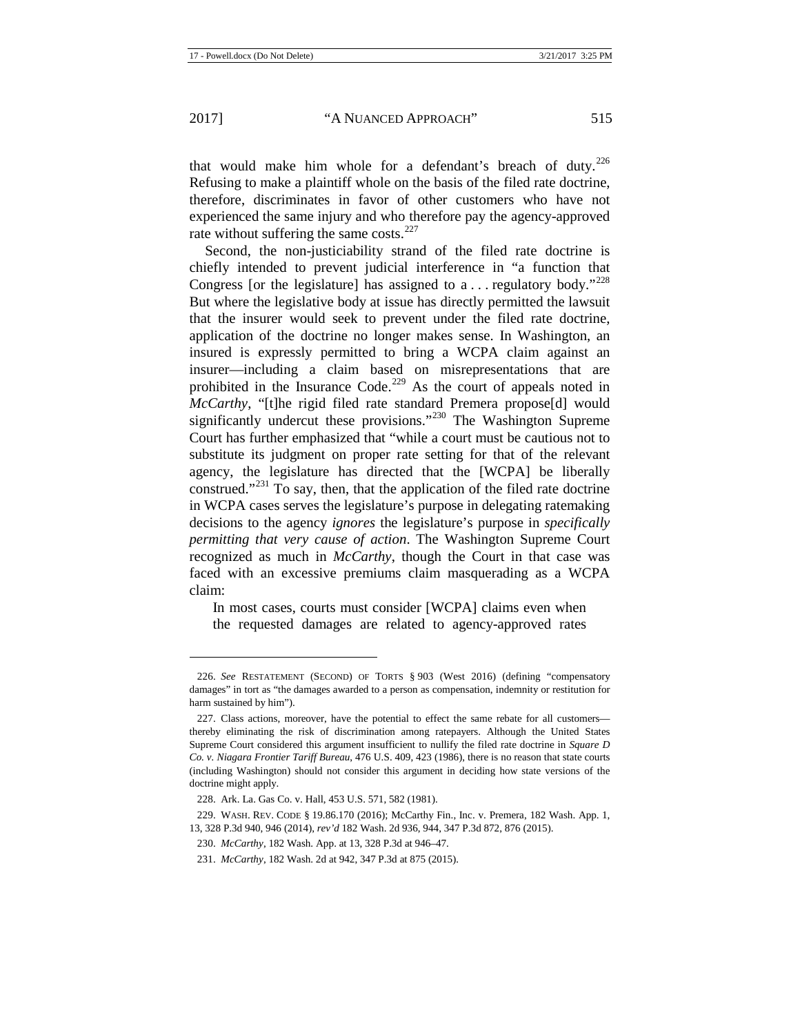that would make him whole for a defendant's breach of duty.[226] Refusing to make a plaintiff whole on the basis of the filed rate doctrine, therefore, discriminates in favor of other customers who have not experienced the same injury and who therefore pay the agency-approved rate without suffering the same costs.[227]

Second, the non-justiciability strand of the filed rate doctrine is chiefly intended to prevent judicial interference in "a function that Congress [or the legislature] has assigned to a . . . regulatory body."[228] But where the legislative body at issue has directly permitted the lawsuit that the insurer would seek to prevent under the filed rate doctrine, application of the doctrine no longer makes sense. In Washington, an insured is expressly permitted to bring a WCPA claim against an insurer—including a claim based on misrepresentations that are prohibited in the Insurance Code.[229] As the court of appeals noted in *McCarthy*, "[t]he rigid filed rate standard Premera propose[d] would significantly undercut these provisions."[230] The Washington Supreme Court has further emphasized that "while a court must be cautious not to substitute its judgment on proper rate setting for that of the relevant agency, the legislature has directed that the [WCPA] be liberally construed."[231] To say, then, that the application of the filed rate doctrine in WCPA cases serves the legislature's purpose in delegating ratemaking decisions to the agency *ignores* the legislature's purpose in *specifically permitting that very cause of action*. The Washington Supreme Court recognized as much in *McCarthy*, though the Court in that case was faced with an excessive premiums claim masquerading as a WCPA claim:

> In most cases, courts must consider [WCPA] claims even when the requested damages are related to agency-approved rates

---

226. *See* RESTATEMENT (SECOND) OF TORTS § 903 (West 2016) (defining "compensatory damages" in tort as "the damages awarded to a person as compensation, indemnity or restitution for harm sustained by him").

227. Class actions, moreover, have the potential to effect the same rebate for all customers—thereby eliminating the risk of discrimination among ratepayers. Although the United States Supreme Court considered this argument insufficient to nullify the filed rate doctrine in *Square D Co. v. Niagara Frontier Tariff Bureau*, 476 U.S. 409, 423 (1986), there is no reason that state courts (including Washington) should not consider this argument in deciding how state versions of the doctrine might apply.

228. Ark. La. Gas Co. v. Hall, 453 U.S. 571, 582 (1981).

229. WASH. REV. CODE § 19.86.170 (2016); McCarthy Fin., Inc. v. Premera, 182 Wash. App. 1, 13, 328 P.3d 940, 946 (2014), *rev'd* 182 Wash. 2d 936, 944, 347 P.3d 872, 876 (2015).

230. *McCarthy*, 182 Wash. App. at 13, 328 P.3d at 946–47.

231. *McCarthy*, 182 Wash. 2d at 942, 347 P.3d at 875 (2015).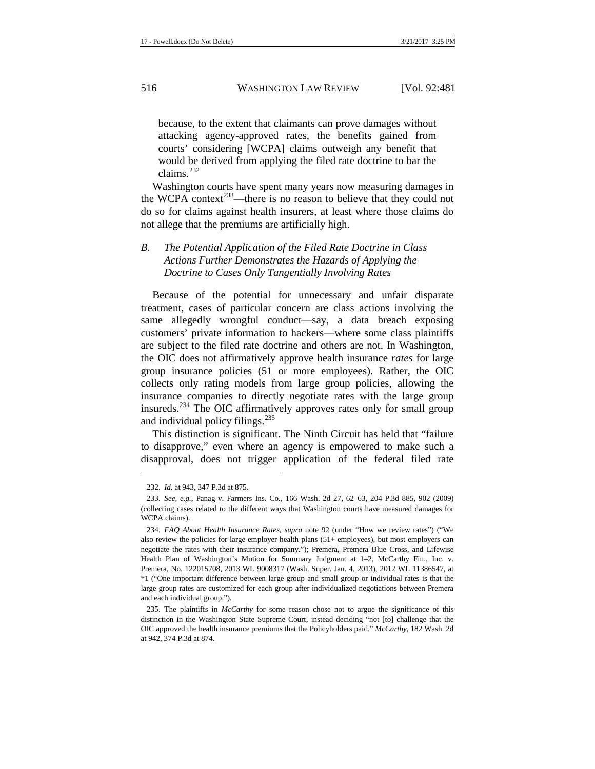because, to the extent that claimants can prove damages without attacking agency-approved rates, the benefits gained from courts' considering [WCPA] claims outweigh any benefit that would be derived from applying the filed rate doctrine to bar the claims.[232]

Washington courts have spent many years now measuring damages in the WCPA context[233]—there is no reason to believe that they could not do so for claims against health insurers, at least where those claims do not allege that the premiums are artificially high.

### *B. The Potential Application of the Filed Rate Doctrine in Class Actions Further Demonstrates the Hazards of Applying the Doctrine to Cases Only Tangentially Involving Rates*

Because of the potential for unnecessary and unfair disparate treatment, cases of particular concern are class actions involving the same allegedly wrongful conduct—say, a data breach exposing customers' private information to hackers—where some class plaintiffs are subject to the filed rate doctrine and others are not. In Washington, the OIC does not affirmatively approve health insurance *rates* for large group insurance policies (51 or more employees). Rather, the OIC collects only rating models from large group policies, allowing the insurance companies to directly negotiate rates with the large group insureds.[234] The OIC affirmatively approves rates only for small group and individual policy filings.[235]

This distinction is significant. The Ninth Circuit has held that "failure to disapprove," even where an agency is empowered to make such a disapproval, does not trigger application of the federal filed rate

---

232. *Id.* at 943, 347 P.3d at 875.

233. *See, e.g.*, Panag v. Farmers Ins. Co., 166 Wash. 2d 27, 62–63, 204 P.3d 885, 902 (2009) (collecting cases related to the different ways that Washington courts have measured damages for WCPA claims).

234. *FAQ About Health Insurance Rates*, *supra* note 92 (under "How we review rates") ("We also review the policies for large employer health plans (51+ employees), but most employers can negotiate the rates with their insurance company."); Premera, Premera Blue Cross, and Lifewise Health Plan of Washington's Motion for Summary Judgment at 1–2, McCarthy Fin., Inc. v. Premera, No. 122015708, 2013 WL 9008317 (Wash. Super. Jan. 4, 2013), 2012 WL 11386547, at *1 ("One important difference between large group and small group or individual rates is that the large group rates are customized for each group after individualized negotiations between Premera and each individual group.").

235. The plaintiffs in *McCarthy* for some reason chose not to argue the significance of this distinction in the Washington State Supreme Court, instead deciding "not [to] challenge that the OIC approved the health insurance premiums that the Policyholders paid." *McCarthy*, 182 Wash. 2d at 942, 374 P.3d at 874.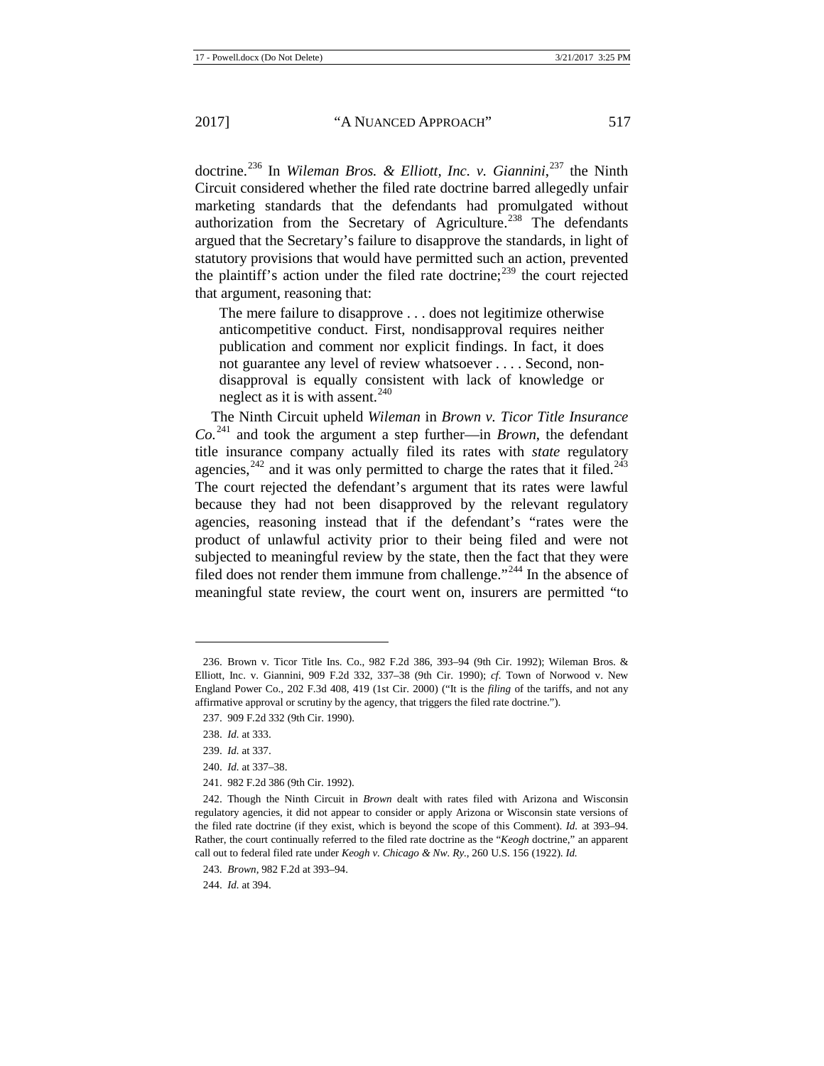doctrine.[236] In *Wileman Bros. & Elliott, Inc. v. Giannini*,[237] the Ninth Circuit considered whether the filed rate doctrine barred allegedly unfair marketing standards that the defendants had promulgated without authorization from the Secretary of Agriculture.[238] The defendants argued that the Secretary's failure to disapprove the standards, in light of statutory provisions that would have permitted such an action, prevented the plaintiff's action under the filed rate doctrine;[239] the court rejected that argument, reasoning that:

> The mere failure to disapprove . . . does not legitimize otherwise anticompetitive conduct. First, nondisapproval requires neither publication and comment nor explicit findings. In fact, it does not guarantee any level of review whatsoever . . . . Second, non-disapproval is equally consistent with lack of knowledge or neglect as it is with assent.[240]

The Ninth Circuit upheld *Wileman* in *Brown v. Ticor Title Insurance Co.*[241] and took the argument a step further—in *Brown*, the defendant title insurance company actually filed its rates with *state* regulatory agencies,[242] and it was only permitted to charge the rates that it filed.[243] The court rejected the defendant's argument that its rates were lawful because they had not been disapproved by the relevant regulatory agencies, reasoning instead that if the defendant's "rates were the product of unlawful activity prior to their being filed and were not subjected to meaningful review by the state, then the fact that they were filed does not render them immune from challenge."[244] In the absence of meaningful state review, the court went on, insurers are permitted "to

---

236. Brown v. Ticor Title Ins. Co., 982 F.2d 386, 393–94 (9th Cir. 1992); Wileman Bros. & Elliott, Inc. v. Giannini, 909 F.2d 332, 337–38 (9th Cir. 1990); *cf.* Town of Norwood v. New England Power Co., 202 F.3d 408, 419 (1st Cir. 2000) ("It is the *filing* of the tariffs, and not any affirmative approval or scrutiny by the agency, that triggers the filed rate doctrine.").

237. 909 F.2d 332 (9th Cir. 1990).

238. *Id.* at 333.

239. *Id.* at 337.

240. *Id.* at 337–38.

241. 982 F.2d 386 (9th Cir. 1992).

242. Though the Ninth Circuit in *Brown* dealt with rates filed with Arizona and Wisconsin regulatory agencies, it did not appear to consider or apply Arizona or Wisconsin state versions of the filed rate doctrine (if they exist, which is beyond the scope of this Comment). *Id.* at 393–94. Rather, the court continually referred to the filed rate doctrine as the "*Keogh* doctrine," an apparent call out to federal filed rate under *Keogh v. Chicago & Nw. Ry.*, 260 U.S. 156 (1922). *Id.*

243. *Brown*, 982 F.2d at 393–94.

244. *Id.* at 394.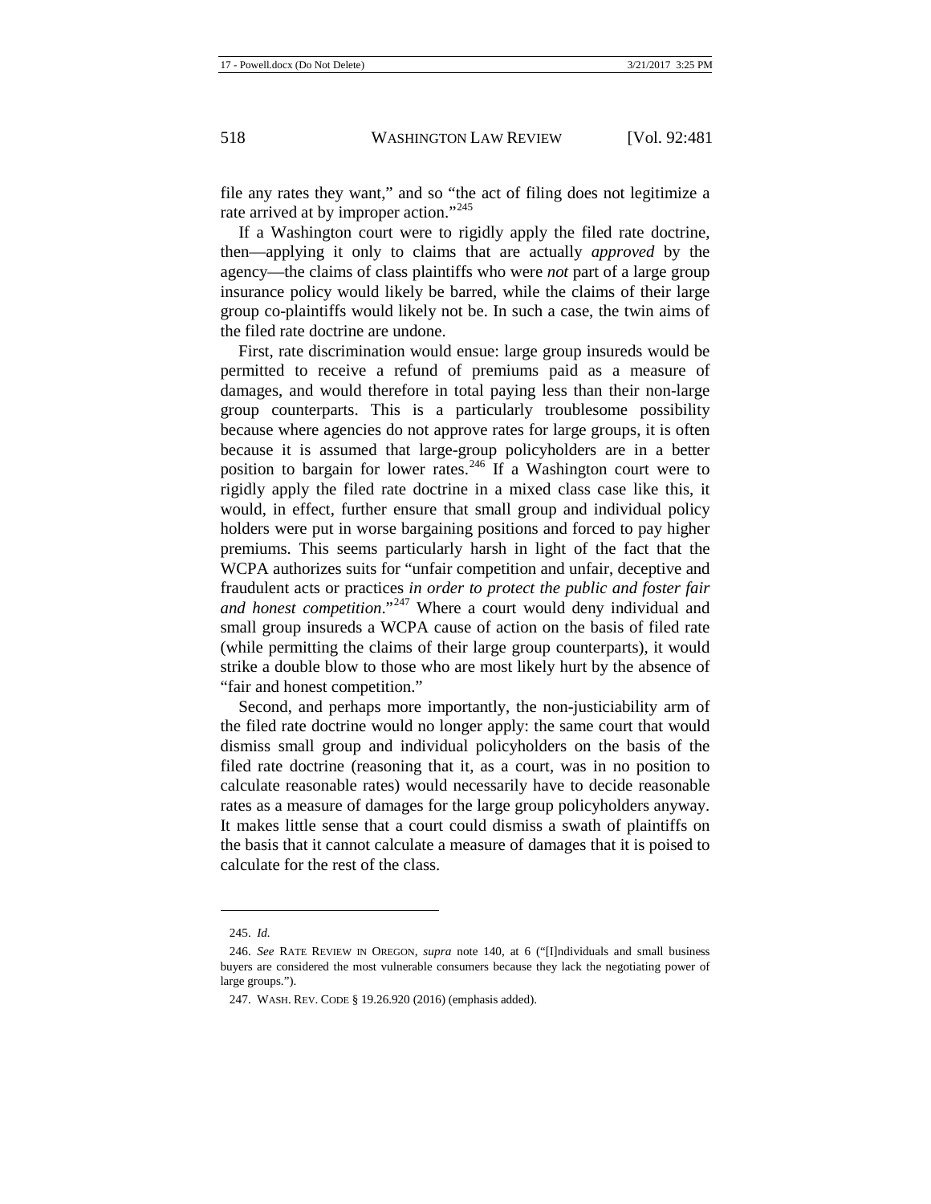file any rates they want," and so "the act of filing does not legitimize a rate arrived at by improper action."[245]

If a Washington court were to rigidly apply the filed rate doctrine, then—applying it only to claims that are actually *approved* by the agency—the claims of class plaintiffs who were *not* part of a large group insurance policy would likely be barred, while the claims of their large group co-plaintiffs would likely not be. In such a case, the twin aims of the filed rate doctrine are undone.

First, rate discrimination would ensue: large group insureds would be permitted to receive a refund of premiums paid as a measure of damages, and would therefore in total paying less than their non-large group counterparts. This is a particularly troublesome possibility because where agencies do not approve rates for large groups, it is often because it is assumed that large-group policyholders are in a better position to bargain for lower rates.[246] If a Washington court were to rigidly apply the filed rate doctrine in a mixed class case like this, it would, in effect, further ensure that small group and individual policy holders were put in worse bargaining positions and forced to pay higher premiums. This seems particularly harsh in light of the fact that the WCPA authorizes suits for "unfair competition and unfair, deceptive and fraudulent acts or practices *in order to protect the public and foster fair and honest competition*."[247] Where a court would deny individual and small group insureds a WCPA cause of action on the basis of filed rate (while permitting the claims of their large group counterparts), it would strike a double blow to those who are most likely hurt by the absence of "fair and honest competition."

Second, and perhaps more importantly, the non-justiciability arm of the filed rate doctrine would no longer apply: the same court that would dismiss small group and individual policyholders on the basis of the filed rate doctrine (reasoning that it, as a court, was in no position to calculate reasonable rates) would necessarily have to decide reasonable rates as a measure of damages for the large group policyholders anyway. It makes little sense that a court could dismiss a swath of plaintiffs on the basis that it cannot calculate a measure of damages that it is poised to calculate for the rest of the class.

---

245. *Id.*

246. *See* RATE REVIEW IN OREGON, *supra* note 140, at 6 ("[I]ndividuals and small business buyers are considered the most vulnerable consumers because they lack the negotiating power of large groups.").

247. WASH. REV. CODE § 19.26.920 (2016) (emphasis added).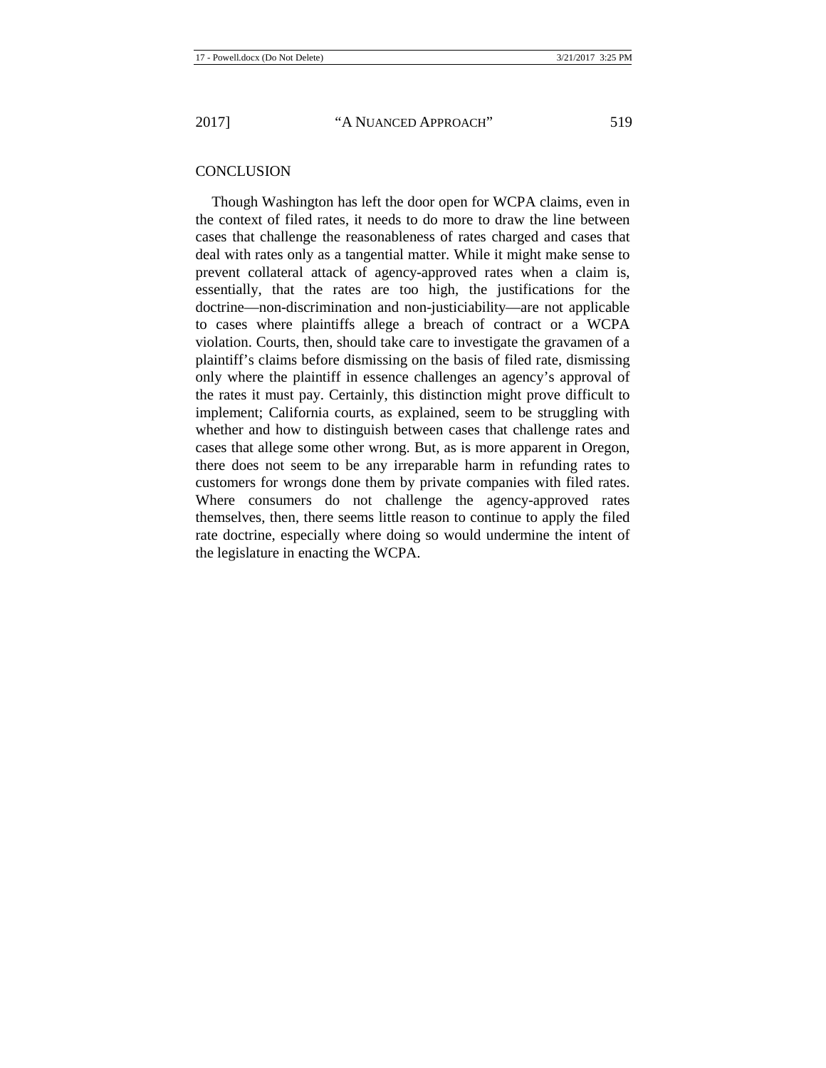## CONCLUSION

Though Washington has left the door open for WCPA claims, even in the context of filed rates, it needs to do more to draw the line between cases that challenge the reasonableness of rates charged and cases that deal with rates only as a tangential matter. While it might make sense to prevent collateral attack of agency-approved rates when a claim is, essentially, that the rates are too high, the justifications for the doctrine—non-discrimination and non-justiciability—are not applicable to cases where plaintiffs allege a breach of contract or a WCPA violation. Courts, then, should take care to investigate the gravamen of a plaintiff's claims before dismissing on the basis of filed rate, dismissing only where the plaintiff in essence challenges an agency's approval of the rates it must pay. Certainly, this distinction might prove difficult to implement; California courts, as explained, seem to be struggling with whether and how to distinguish between cases that challenge rates and cases that allege some other wrong. But, as is more apparent in Oregon, there does not seem to be any irreparable harm in refunding rates to customers for wrongs done them by private companies with filed rates. Where consumers do not challenge the agency-approved rates themselves, then, there seems little reason to continue to apply the filed rate doctrine, especially where doing so would undermine the intent of the legislature in enacting the WCPA.